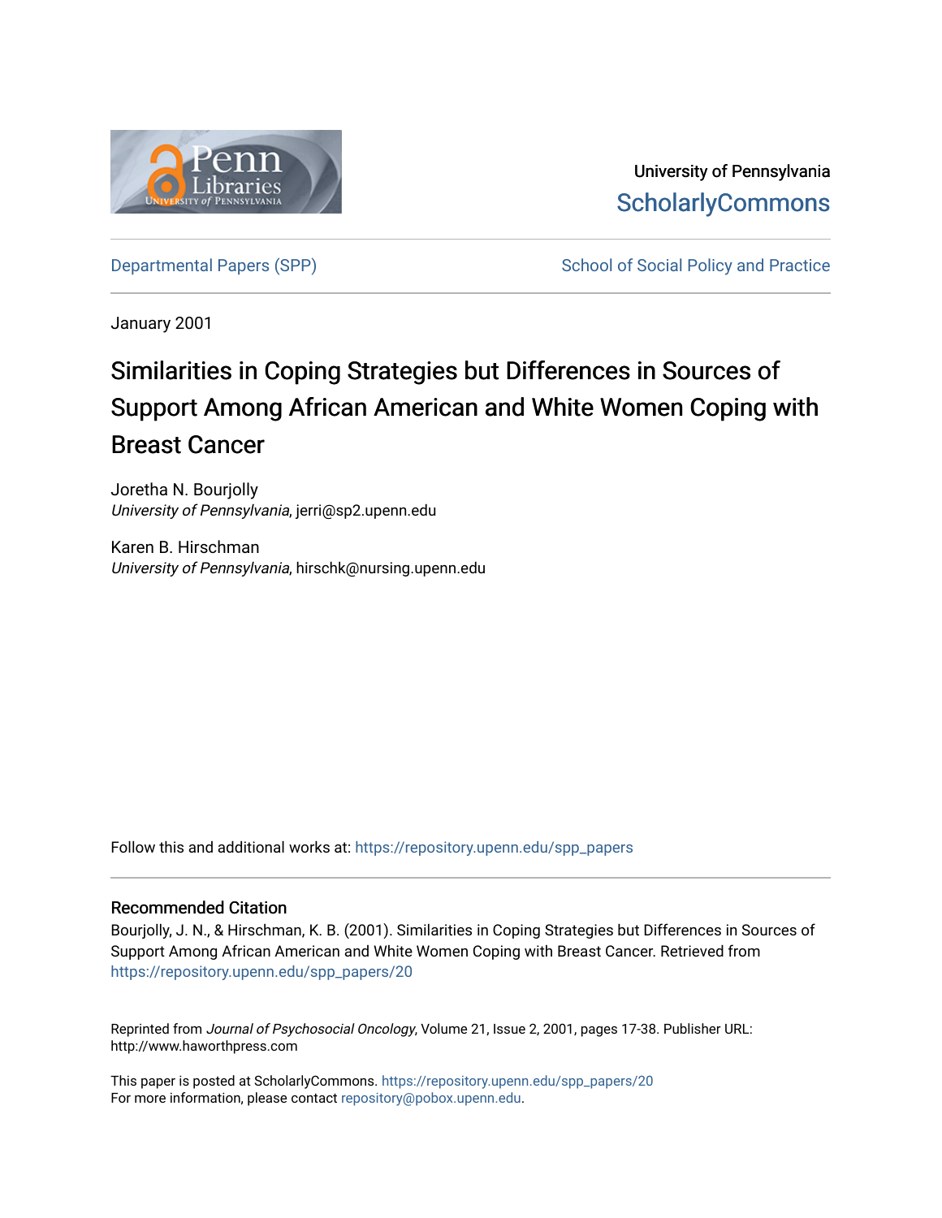University of Pennsylvania
ScholarlyCommons

Departmental Papers (SPP) | School of Social Policy and Practice

January 2001

# Similarities in Coping Strategies but Differences in Sources of Support Among African American and White Women Coping with Breast Cancer

Joretha N. Bourjolly
*University of Pennsylvania*, jerri@sp2.upenn.edu

Karen B. Hirschman
*University of Pennsylvania*, hirschk@nursing.upenn.edu

Follow this and additional works at: https://repository.upenn.edu/spp_papers

## Recommended Citation

Bourjolly, J. N., & Hirschman, K. B. (2001). Similarities in Coping Strategies but Differences in Sources of Support Among African American and White Women Coping with Breast Cancer. Retrieved from https://repository.upenn.edu/spp_papers/20

Reprinted from *Journal of Psychosocial Oncology*, Volume 21, Issue 2, 2001, pages 17-38. Publisher URL: http://www.haworthpress.com

This paper is posted at ScholarlyCommons. https://repository.upenn.edu/spp_papers/20
For more information, please contact repository@pobox.upenn.edu.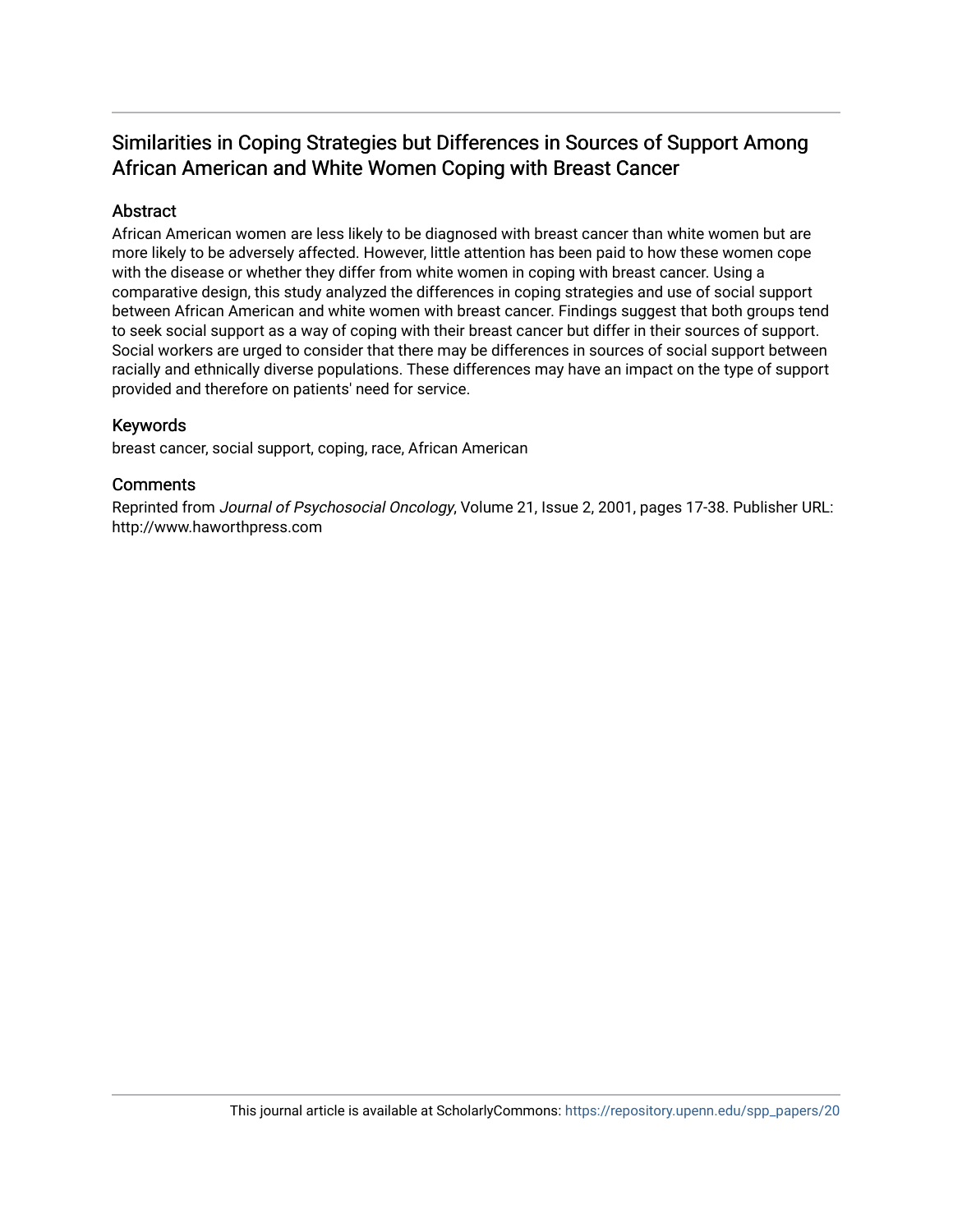# Similarities in Coping Strategies but Differences in Sources of Support Among African American and White Women Coping with Breast Cancer

## Abstract

African American women are less likely to be diagnosed with breast cancer than white women but are more likely to be adversely affected. However, little attention has been paid to how these women cope with the disease or whether they differ from white women in coping with breast cancer. Using a comparative design, this study analyzed the differences in coping strategies and use of social support between African American and white women with breast cancer. Findings suggest that both groups tend to seek social support as a way of coping with their breast cancer but differ in their sources of support. Social workers are urged to consider that there may be differences in sources of social support between racially and ethnically diverse populations. These differences may have an impact on the type of support provided and therefore on patients' need for service.

## Keywords

breast cancer, social support, coping, race, African American

## Comments

Reprinted from *Journal of Psychosocial Oncology*, Volume 21, Issue 2, 2001, pages 17-38. Publisher URL: http://www.haworthpress.com

This journal article is available at ScholarlyCommons: https://repository.upenn.edu/spp_papers/20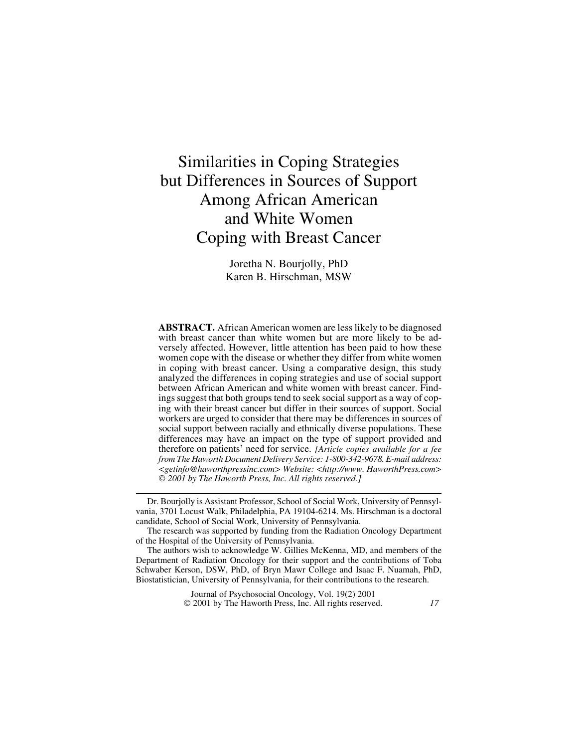# Similarities in Coping Strategies but Differences in Sources of Support Among African American and White Women Coping with Breast Cancer

Joretha N. Bourjolly, PhD
Karen B. Hirschman, MSW

**ABSTRACT.** African American women are less likely to be diagnosed with breast cancer than white women but are more likely to be adversely affected. However, little attention has been paid to how these women cope with the disease or whether they differ from white women in coping with breast cancer. Using a comparative design, this study analyzed the differences in coping strategies and use of social support between African American and white women with breast cancer. Findings suggest that both groups tend to seek social support as a way of coping with their breast cancer but differ in their sources of support. Social workers are urged to consider that there may be differences in sources of social support between racially and ethnically diverse populations. These differences may have an impact on the type of support provided and therefore on patients' need for service. *[Article copies available for a fee from The Haworth Document Delivery Service: 1-800-342-9678. E-mail address: <getinfo@haworthpressinc.com> Website: <http://www. HaworthPress.com> © 2001 by The Haworth Press, Inc. All rights reserved.]*

---

Dr. Bourjolly is Assistant Professor, School of Social Work, University of Pennsylvania, 3701 Locust Walk, Philadelphia, PA 19104-6214. Ms. Hirschman is a doctoral candidate, School of Social Work, University of Pennsylvania.

The research was supported by funding from the Radiation Oncology Department of the Hospital of the University of Pennsylvania.

The authors wish to acknowledge W. Gillies McKenna, MD, and members of the Department of Radiation Oncology for their support and the contributions of Toba Schwaber Kerson, DSW, PhD, of Bryn Mawr College and Isaac F. Nuamah, PhD, Biostatistician, University of Pennsylvania, for their contributions to the research.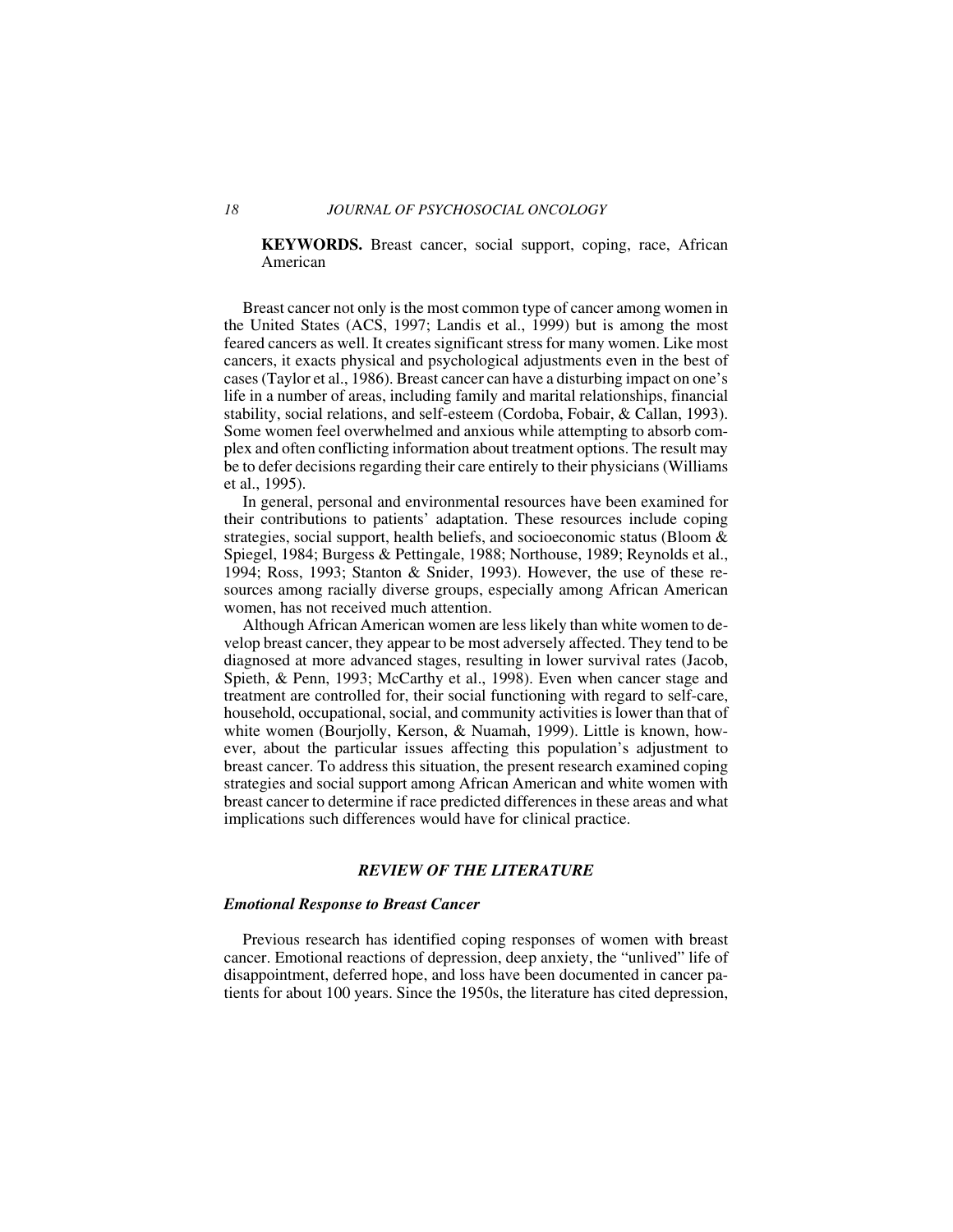**KEYWORDS.** Breast cancer, social support, coping, race, African American

Breast cancer not only is the most common type of cancer among women in the United States (ACS, 1997; Landis et al., 1999) but is among the most feared cancers as well. It creates significant stress for many women. Like most cancers, it exacts physical and psychological adjustments even in the best of cases (Taylor et al., 1986). Breast cancer can have a disturbing impact on one's life in a number of areas, including family and marital relationships, financial stability, social relations, and self-esteem (Cordoba, Fobair, & Callan, 1993). Some women feel overwhelmed and anxious while attempting to absorb complex and often conflicting information about treatment options. The result may be to defer decisions regarding their care entirely to their physicians (Williams et al., 1995).

In general, personal and environmental resources have been examined for their contributions to patients' adaptation. These resources include coping strategies, social support, health beliefs, and socioeconomic status (Bloom & Spiegel, 1984; Burgess & Pettingale, 1988; Northouse, 1989; Reynolds et al., 1994; Ross, 1993; Stanton & Snider, 1993). However, the use of these resources among racially diverse groups, especially among African American women, has not received much attention.

Although African American women are less likely than white women to develop breast cancer, they appear to be most adversely affected. They tend to be diagnosed at more advanced stages, resulting in lower survival rates (Jacob, Spieth, & Penn, 1993; McCarthy et al., 1998). Even when cancer stage and treatment are controlled for, their social functioning with regard to self-care, household, occupational, social, and community activities is lower than that of white women (Bourjolly, Kerson, & Nuamah, 1999). Little is known, however, about the particular issues affecting this population's adjustment to breast cancer. To address this situation, the present research examined coping strategies and social support among African American and white women with breast cancer to determine if race predicted differences in these areas and what implications such differences would have for clinical practice.

## *REVIEW OF THE LITERATURE*

### *Emotional Response to Breast Cancer*

Previous research has identified coping responses of women with breast cancer. Emotional reactions of depression, deep anxiety, the "unlived" life of disappointment, deferred hope, and loss have been documented in cancer patients for about 100 years. Since the 1950s, the literature has cited depression,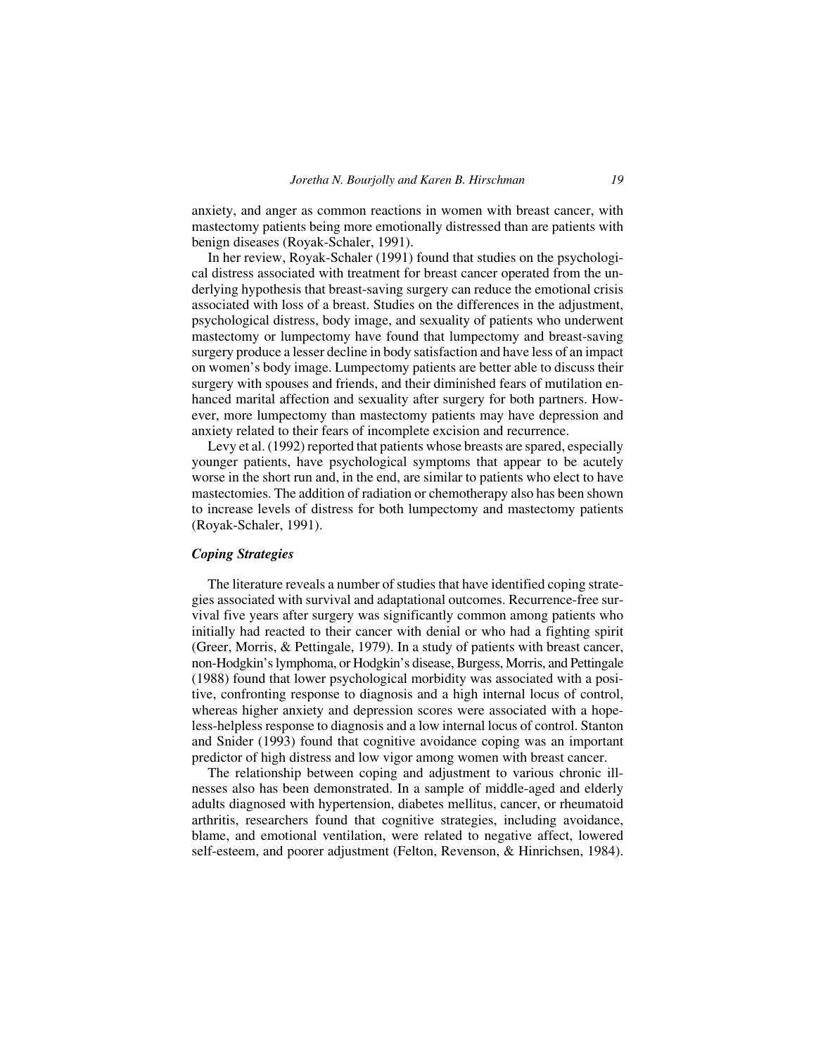anxiety, and anger as common reactions in women with breast cancer, with mastectomy patients being more emotionally distressed than are patients with benign diseases (Royak-Schaler, 1991).

In her review, Royak-Schaler (1991) found that studies on the psychological distress associated with treatment for breast cancer operated from the underlying hypothesis that breast-saving surgery can reduce the emotional crisis associated with loss of a breast. Studies on the differences in the adjustment, psychological distress, body image, and sexuality of patients who underwent mastectomy or lumpectomy have found that lumpectomy and breast-saving surgery produce a lesser decline in body satisfaction and have less of an impact on women's body image. Lumpectomy patients are better able to discuss their surgery with spouses and friends, and their diminished fears of mutilation enhanced marital affection and sexuality after surgery for both partners. However, more lumpectomy than mastectomy patients may have depression and anxiety related to their fears of incomplete excision and recurrence.

Levy et al. (1992) reported that patients whose breasts are spared, especially younger patients, have psychological symptoms that appear to be acutely worse in the short run and, in the end, are similar to patients who elect to have mastectomies. The addition of radiation or chemotherapy also has been shown to increase levels of distress for both lumpectomy and mastectomy patients (Royak-Schaler, 1991).

### *Coping Strategies*

The literature reveals a number of studies that have identified coping strategies associated with survival and adaptational outcomes. Recurrence-free survival five years after surgery was significantly common among patients who initially had reacted to their cancer with denial or who had a fighting spirit (Greer, Morris, & Pettingale, 1979). In a study of patients with breast cancer, non-Hodgkin's lymphoma, or Hodgkin's disease, Burgess, Morris, and Pettingale (1988) found that lower psychological morbidity was associated with a positive, confronting response to diagnosis and a high internal locus of control, whereas higher anxiety and depression scores were associated with a hopeless-helpless response to diagnosis and a low internal locus of control. Stanton and Snider (1993) found that cognitive avoidance coping was an important predictor of high distress and low vigor among women with breast cancer.

The relationship between coping and adjustment to various chronic illnesses also has been demonstrated. In a sample of middle-aged and elderly adults diagnosed with hypertension, diabetes mellitus, cancer, or rheumatoid arthritis, researchers found that cognitive strategies, including avoidance, blame, and emotional ventilation, were related to negative affect, lowered self-esteem, and poorer adjustment (Felton, Revenson, & Hinrichsen, 1984).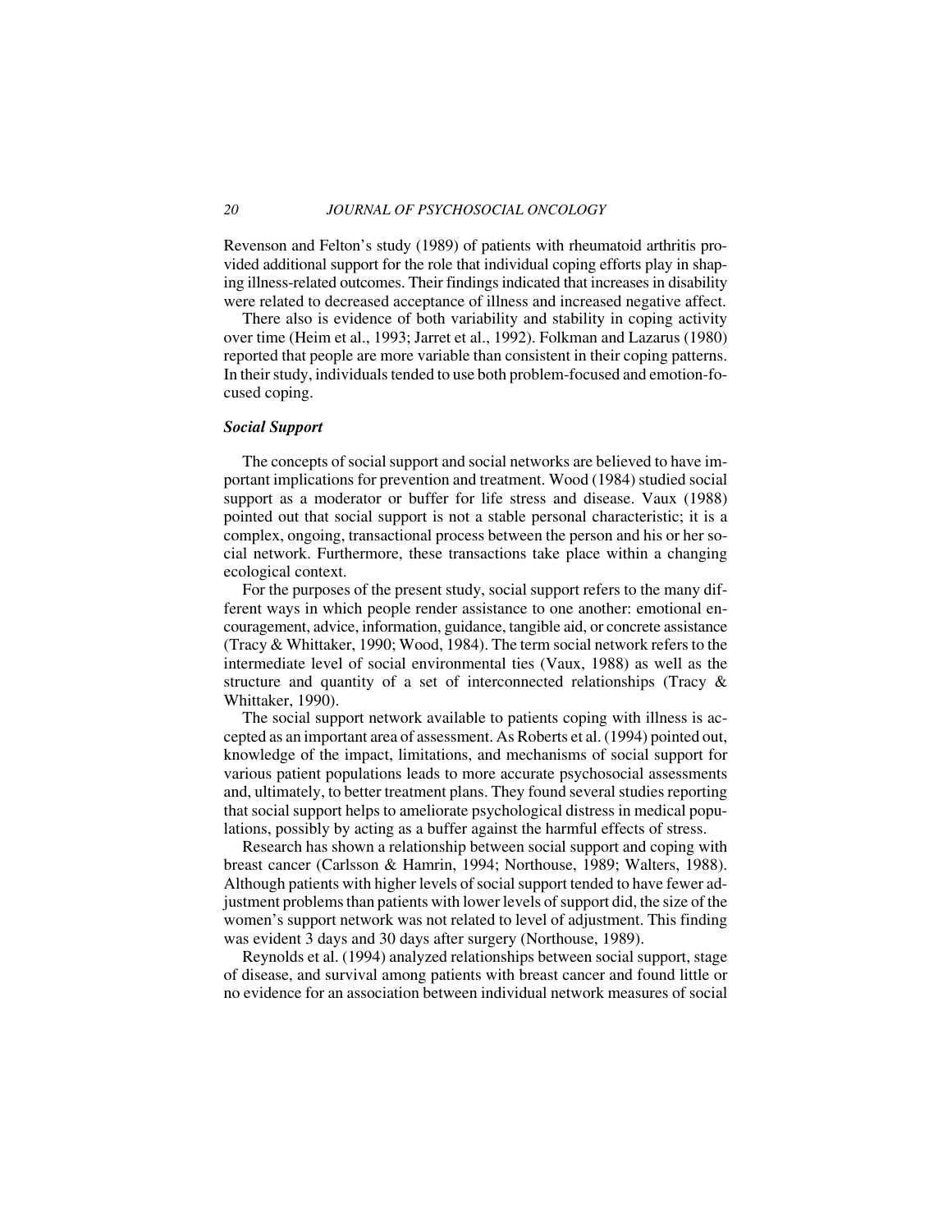Revenson and Felton's study (1989) of patients with rheumatoid arthritis provided additional support for the role that individual coping efforts play in shaping illness-related outcomes. Their findings indicated that increases in disability were related to decreased acceptance of illness and increased negative affect.

There also is evidence of both variability and stability in coping activity over time (Heim et al., 1993; Jarret et al., 1992). Folkman and Lazarus (1980) reported that people are more variable than consistent in their coping patterns. In their study, individuals tended to use both problem-focused and emotion-focused coping.

### *Social Support*

The concepts of social support and social networks are believed to have important implications for prevention and treatment. Wood (1984) studied social support as a moderator or buffer for life stress and disease. Vaux (1988) pointed out that social support is not a stable personal characteristic; it is a complex, ongoing, transactional process between the person and his or her social network. Furthermore, these transactions take place within a changing ecological context.

For the purposes of the present study, social support refers to the many different ways in which people render assistance to one another: emotional encouragement, advice, information, guidance, tangible aid, or concrete assistance (Tracy & Whittaker, 1990; Wood, 1984). The term social network refers to the intermediate level of social environmental ties (Vaux, 1988) as well as the structure and quantity of a set of interconnected relationships (Tracy & Whittaker, 1990).

The social support network available to patients coping with illness is accepted as an important area of assessment. As Roberts et al. (1994) pointed out, knowledge of the impact, limitations, and mechanisms of social support for various patient populations leads to more accurate psychosocial assessments and, ultimately, to better treatment plans. They found several studies reporting that social support helps to ameliorate psychological distress in medical populations, possibly by acting as a buffer against the harmful effects of stress.

Research has shown a relationship between social support and coping with breast cancer (Carlsson & Hamrin, 1994; Northouse, 1989; Walters, 1988). Although patients with higher levels of social support tended to have fewer adjustment problems than patients with lower levels of support did, the size of the women's support network was not related to level of adjustment. This finding was evident 3 days and 30 days after surgery (Northouse, 1989).

Reynolds et al. (1994) analyzed relationships between social support, stage of disease, and survival among patients with breast cancer and found little or no evidence for an association between individual network measures of social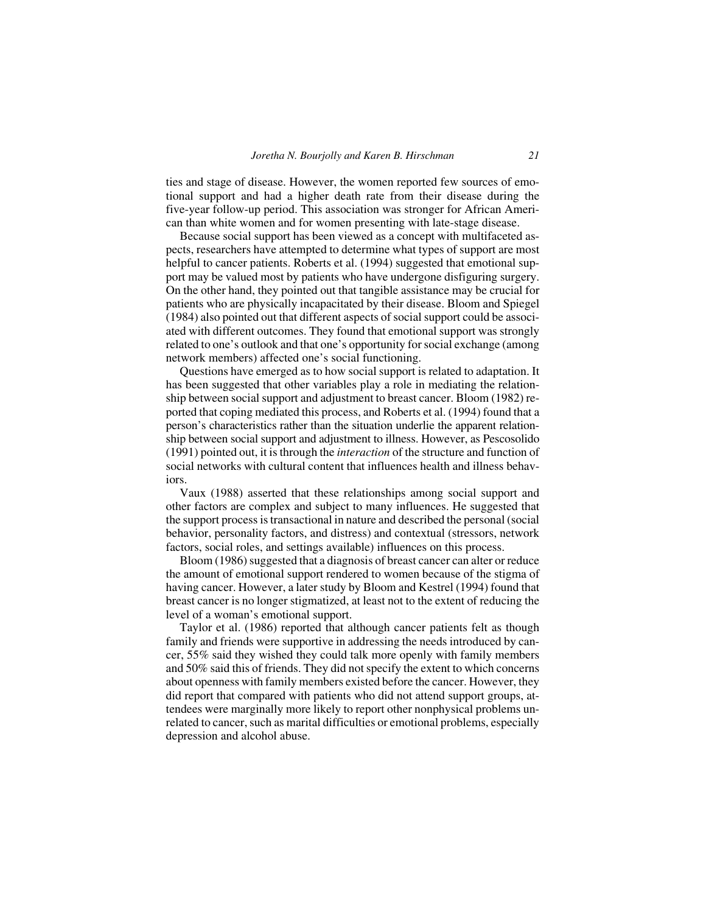ties and stage of disease. However, the women reported few sources of emotional support and had a higher death rate from their disease during the five-year follow-up period. This association was stronger for African American than white women and for women presenting with late-stage disease.

Because social support has been viewed as a concept with multifaceted aspects, researchers have attempted to determine what types of support are most helpful to cancer patients. Roberts et al. (1994) suggested that emotional support may be valued most by patients who have undergone disfiguring surgery. On the other hand, they pointed out that tangible assistance may be crucial for patients who are physically incapacitated by their disease. Bloom and Spiegel (1984) also pointed out that different aspects of social support could be associated with different outcomes. They found that emotional support was strongly related to one's outlook and that one's opportunity for social exchange (among network members) affected one's social functioning.

Questions have emerged as to how social support is related to adaptation. It has been suggested that other variables play a role in mediating the relationship between social support and adjustment to breast cancer. Bloom (1982) reported that coping mediated this process, and Roberts et al. (1994) found that a person's characteristics rather than the situation underlie the apparent relationship between social support and adjustment to illness. However, as Pescosolido (1991) pointed out, it is through the *interaction* of the structure and function of social networks with cultural content that influences health and illness behaviors.

Vaux (1988) asserted that these relationships among social support and other factors are complex and subject to many influences. He suggested that the support process is transactional in nature and described the personal (social behavior, personality factors, and distress) and contextual (stressors, network factors, social roles, and settings available) influences on this process.

Bloom (1986) suggested that a diagnosis of breast cancer can alter or reduce the amount of emotional support rendered to women because of the stigma of having cancer. However, a later study by Bloom and Kestrel (1994) found that breast cancer is no longer stigmatized, at least not to the extent of reducing the level of a woman's emotional support.

Taylor et al. (1986) reported that although cancer patients felt as though family and friends were supportive in addressing the needs introduced by cancer, 55% said they wished they could talk more openly with family members and 50% said this of friends. They did not specify the extent to which concerns about openness with family members existed before the cancer. However, they did report that compared with patients who did not attend support groups, attendees were marginally more likely to report other nonphysical problems unrelated to cancer, such as marital difficulties or emotional problems, especially depression and alcohol abuse.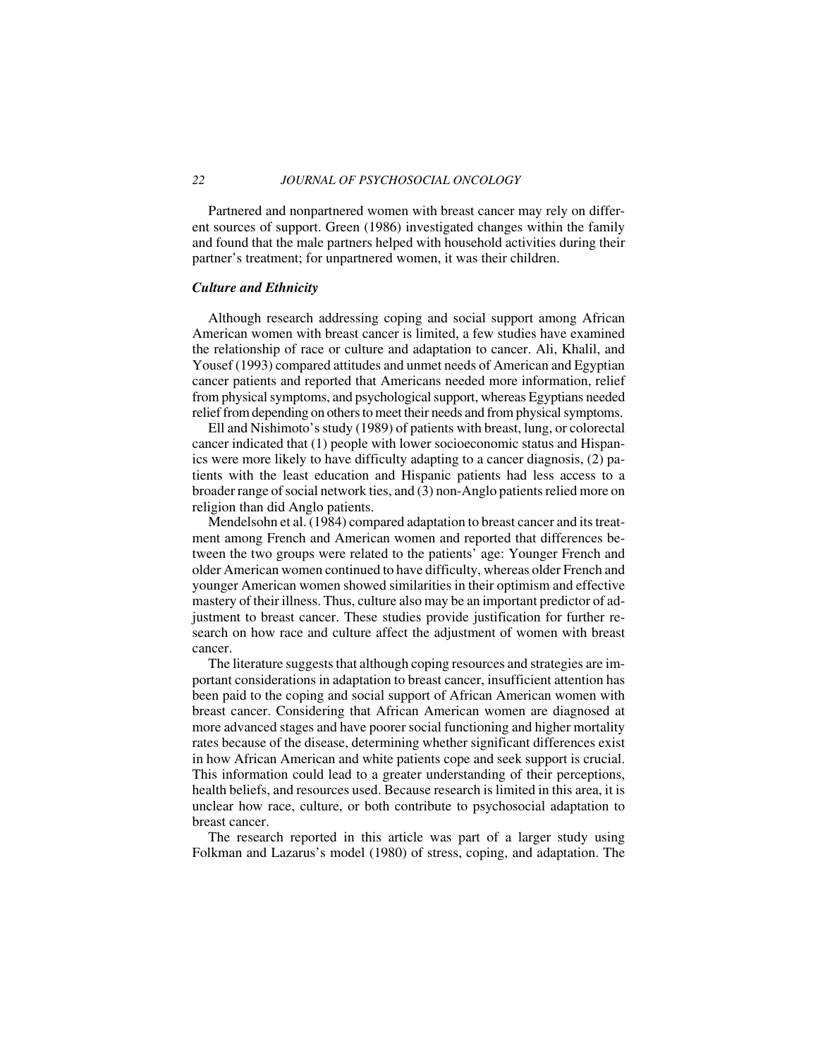Partnered and nonpartnered women with breast cancer may rely on different sources of support. Green (1986) investigated changes within the family and found that the male partners helped with household activities during their partner's treatment; for unpartnered women, it was their children.

### *Culture and Ethnicity*

Although research addressing coping and social support among African American women with breast cancer is limited, a few studies have examined the relationship of race or culture and adaptation to cancer. Ali, Khalil, and Yousef (1993) compared attitudes and unmet needs of American and Egyptian cancer patients and reported that Americans needed more information, relief from physical symptoms, and psychological support, whereas Egyptians needed relief from depending on others to meet their needs and from physical symptoms.

Ell and Nishimoto's study (1989) of patients with breast, lung, or colorectal cancer indicated that (1) people with lower socioeconomic status and Hispanics were more likely to have difficulty adapting to a cancer diagnosis, (2) patients with the least education and Hispanic patients had less access to a broader range of social network ties, and (3) non-Anglo patients relied more on religion than did Anglo patients.

Mendelsohn et al. (1984) compared adaptation to breast cancer and its treatment among French and American women and reported that differences between the two groups were related to the patients' age: Younger French and older American women continued to have difficulty, whereas older French and younger American women showed similarities in their optimism and effective mastery of their illness. Thus, culture also may be an important predictor of adjustment to breast cancer. These studies provide justification for further research on how race and culture affect the adjustment of women with breast cancer.

The literature suggests that although coping resources and strategies are important considerations in adaptation to breast cancer, insufficient attention has been paid to the coping and social support of African American women with breast cancer. Considering that African American women are diagnosed at more advanced stages and have poorer social functioning and higher mortality rates because of the disease, determining whether significant differences exist in how African American and white patients cope and seek support is crucial. This information could lead to a greater understanding of their perceptions, health beliefs, and resources used. Because research is limited in this area, it is unclear how race, culture, or both contribute to psychosocial adaptation to breast cancer.

The research reported in this article was part of a larger study using Folkman and Lazarus's model (1980) of stress, coping, and adaptation. The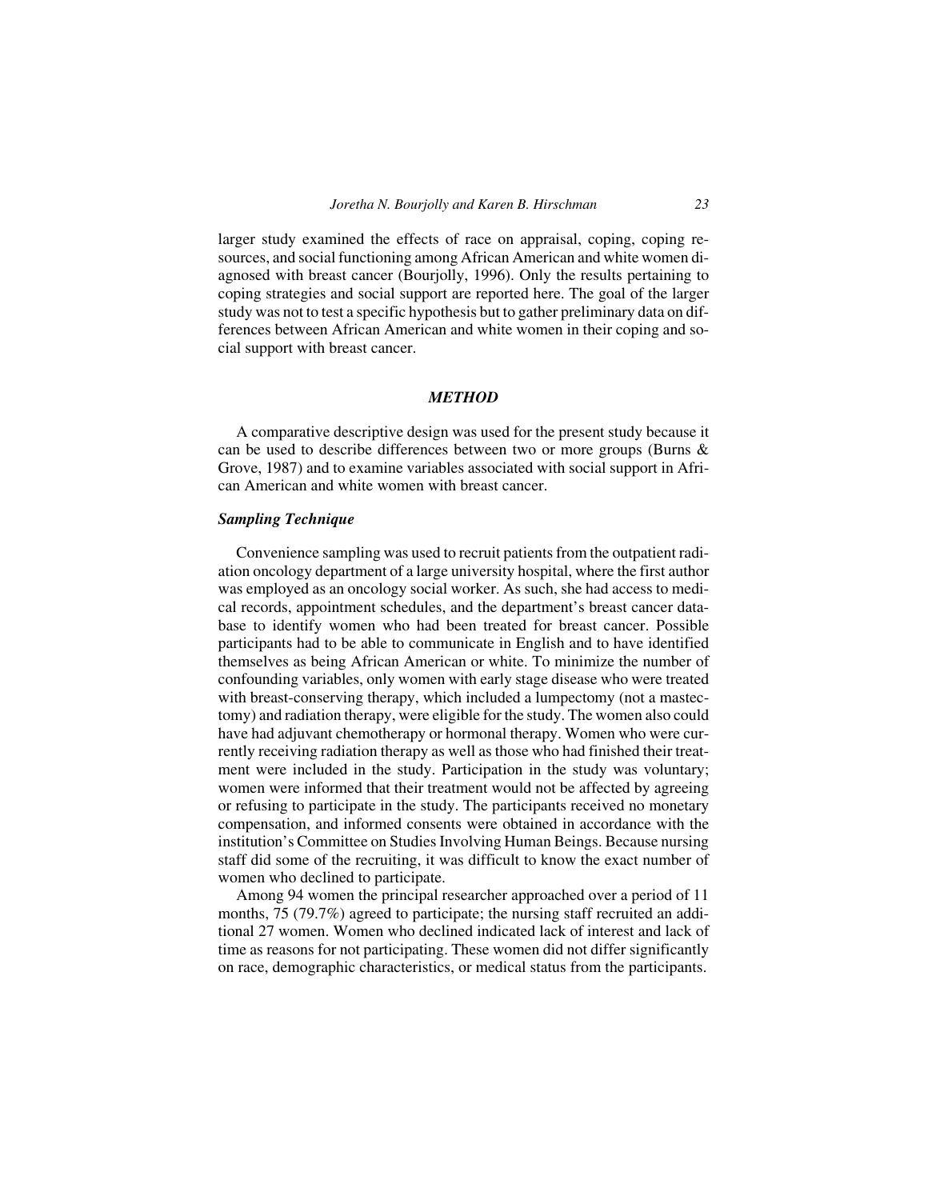larger study examined the effects of race on appraisal, coping, coping resources, and social functioning among African American and white women diagnosed with breast cancer (Bourjolly, 1996). Only the results pertaining to coping strategies and social support are reported here. The goal of the larger study was not to test a specific hypothesis but to gather preliminary data on differences between African American and white women in their coping and social support with breast cancer.

## *METHOD*

A comparative descriptive design was used for the present study because it can be used to describe differences between two or more groups (Burns & Grove, 1987) and to examine variables associated with social support in African American and white women with breast cancer.

### *Sampling Technique*

Convenience sampling was used to recruit patients from the outpatient radiation oncology department of a large university hospital, where the first author was employed as an oncology social worker. As such, she had access to medical records, appointment schedules, and the department's breast cancer database to identify women who had been treated for breast cancer. Possible participants had to be able to communicate in English and to have identified themselves as being African American or white. To minimize the number of confounding variables, only women with early stage disease who were treated with breast-conserving therapy, which included a lumpectomy (not a mastectomy) and radiation therapy, were eligible for the study. The women also could have had adjuvant chemotherapy or hormonal therapy. Women who were currently receiving radiation therapy as well as those who had finished their treatment were included in the study. Participation in the study was voluntary; women were informed that their treatment would not be affected by agreeing or refusing to participate in the study. The participants received no monetary compensation, and informed consents were obtained in accordance with the institution's Committee on Studies Involving Human Beings. Because nursing staff did some of the recruiting, it was difficult to know the exact number of women who declined to participate.

Among 94 women the principal researcher approached over a period of 11 months, 75 (79.7%) agreed to participate; the nursing staff recruited an additional 27 women. Women who declined indicated lack of interest and lack of time as reasons for not participating. These women did not differ significantly on race, demographic characteristics, or medical status from the participants.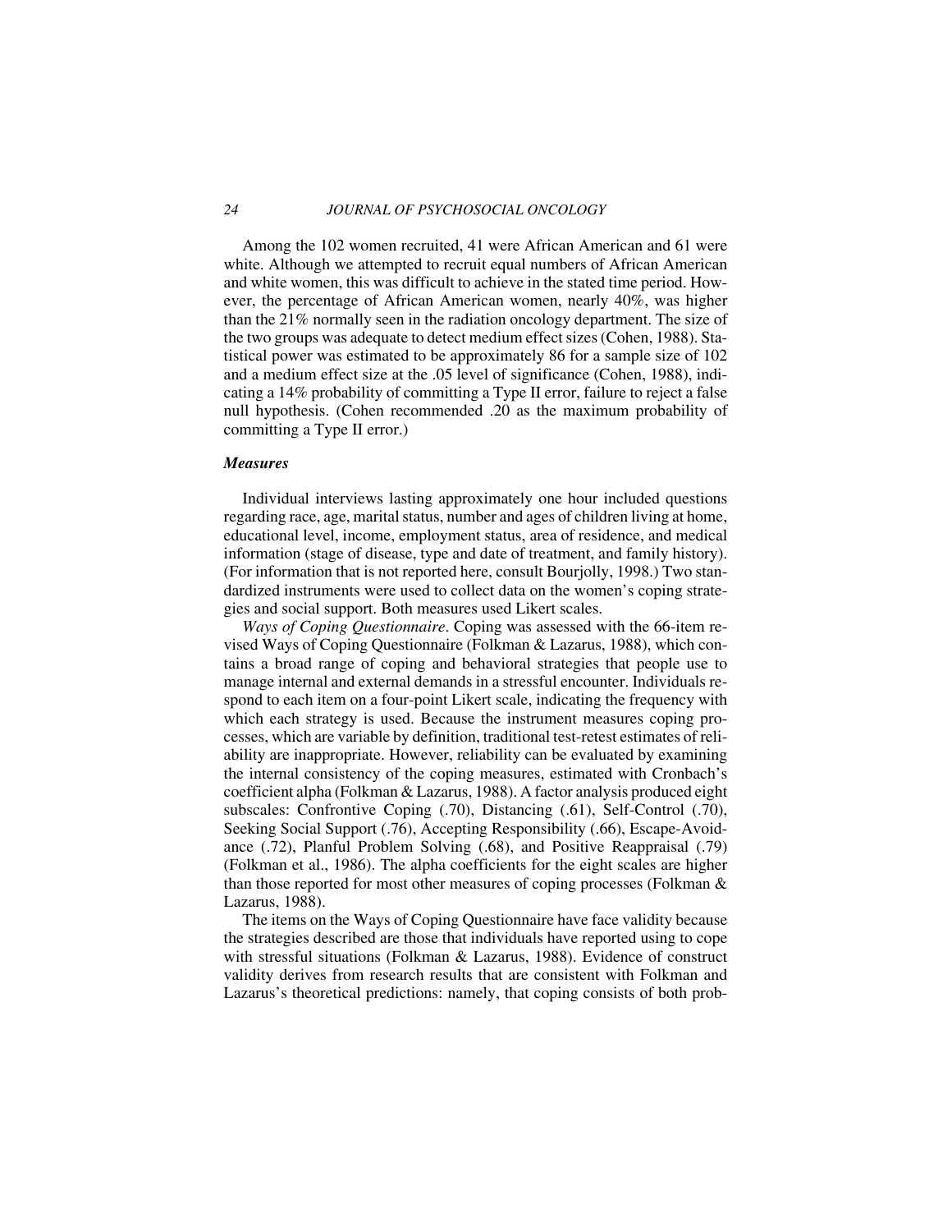Among the 102 women recruited, 41 were African American and 61 were white. Although we attempted to recruit equal numbers of African American and white women, this was difficult to achieve in the stated time period. However, the percentage of African American women, nearly 40%, was higher than the 21% normally seen in the radiation oncology department. The size of the two groups was adequate to detect medium effect sizes (Cohen, 1988). Statistical power was estimated to be approximately 86 for a sample size of 102 and a medium effect size at the .05 level of significance (Cohen, 1988), indicating a 14% probability of committing a Type II error, failure to reject a false null hypothesis. (Cohen recommended .20 as the maximum probability of committing a Type II error.)

### *Measures*

Individual interviews lasting approximately one hour included questions regarding race, age, marital status, number and ages of children living at home, educational level, income, employment status, area of residence, and medical information (stage of disease, type and date of treatment, and family history). (For information that is not reported here, consult Bourjolly, 1998.) Two standardized instruments were used to collect data on the women's coping strategies and social support. Both measures used Likert scales.

*Ways of Coping Questionnaire*. Coping was assessed with the 66-item revised Ways of Coping Questionnaire (Folkman & Lazarus, 1988), which contains a broad range of coping and behavioral strategies that people use to manage internal and external demands in a stressful encounter. Individuals respond to each item on a four-point Likert scale, indicating the frequency with which each strategy is used. Because the instrument measures coping processes, which are variable by definition, traditional test-retest estimates of reliability are inappropriate. However, reliability can be evaluated by examining the internal consistency of the coping measures, estimated with Cronbach's coefficient alpha (Folkman & Lazarus, 1988). A factor analysis produced eight subscales: Confrontive Coping (.70), Distancing (.61), Self-Control (.70), Seeking Social Support (.76), Accepting Responsibility (.66), Escape-Avoidance (.72), Planful Problem Solving (.68), and Positive Reappraisal (.79) (Folkman et al., 1986). The alpha coefficients for the eight scales are higher than those reported for most other measures of coping processes (Folkman & Lazarus, 1988).

The items on the Ways of Coping Questionnaire have face validity because the strategies described are those that individuals have reported using to cope with stressful situations (Folkman & Lazarus, 1988). Evidence of construct validity derives from research results that are consistent with Folkman and Lazarus's theoretical predictions: namely, that coping consists of both prob-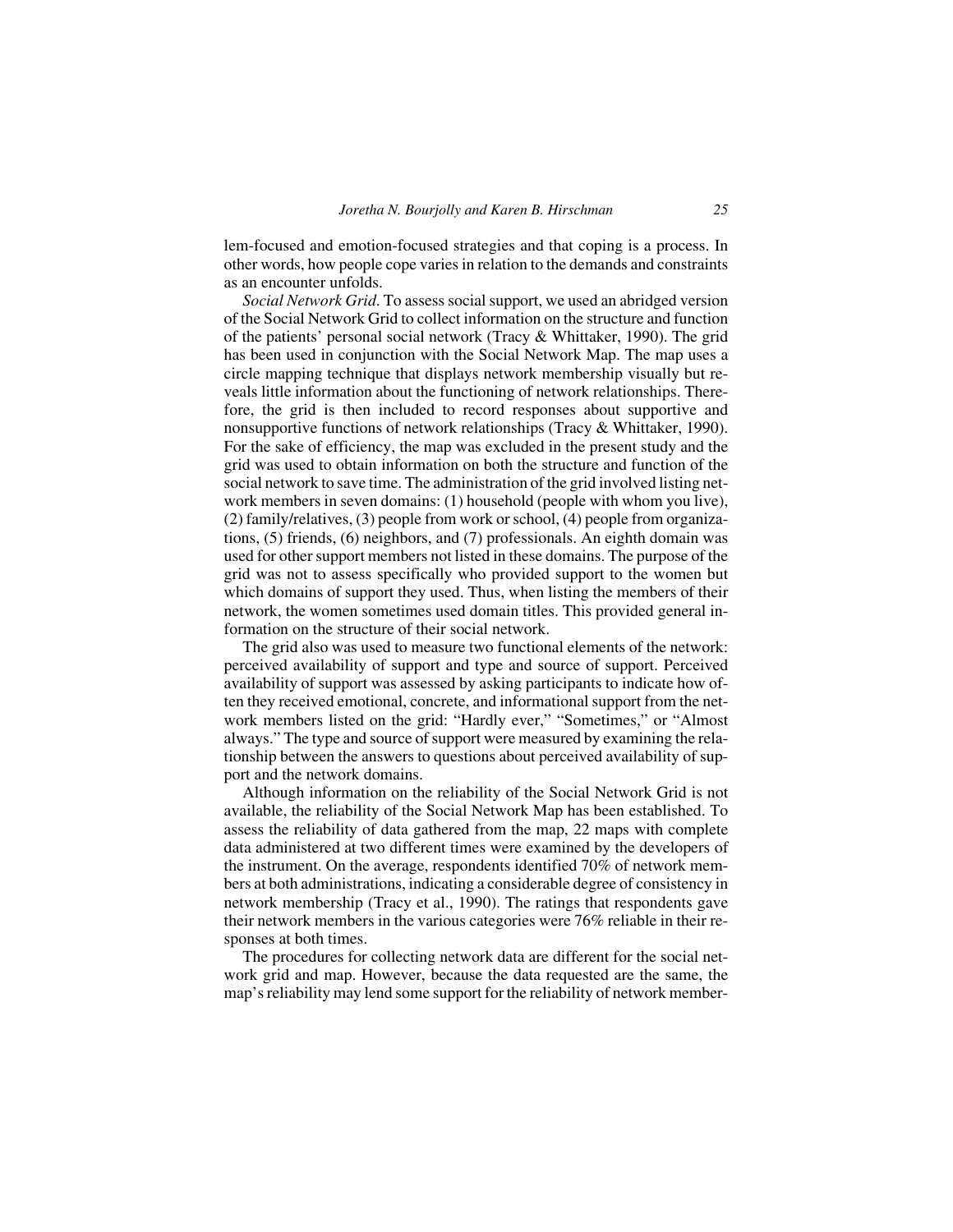lem-focused and emotion-focused strategies and that coping is a process. In other words, how people cope varies in relation to the demands and constraints as an encounter unfolds.

*Social Network Grid*. To assess social support, we used an abridged version of the Social Network Grid to collect information on the structure and function of the patients' personal social network (Tracy & Whittaker, 1990). The grid has been used in conjunction with the Social Network Map. The map uses a circle mapping technique that displays network membership visually but reveals little information about the functioning of network relationships. Therefore, the grid is then included to record responses about supportive and nonsupportive functions of network relationships (Tracy & Whittaker, 1990). For the sake of efficiency, the map was excluded in the present study and the grid was used to obtain information on both the structure and function of the social network to save time. The administration of the grid involved listing network members in seven domains: (1) household (people with whom you live), (2) family/relatives, (3) people from work or school, (4) people from organizations, (5) friends, (6) neighbors, and (7) professionals. An eighth domain was used for other support members not listed in these domains. The purpose of the grid was not to assess specifically who provided support to the women but which domains of support they used. Thus, when listing the members of their network, the women sometimes used domain titles. This provided general information on the structure of their social network.

The grid also was used to measure two functional elements of the network: perceived availability of support and type and source of support. Perceived availability of support was assessed by asking participants to indicate how often they received emotional, concrete, and informational support from the network members listed on the grid: "Hardly ever," "Sometimes," or "Almost always." The type and source of support were measured by examining the relationship between the answers to questions about perceived availability of support and the network domains.

Although information on the reliability of the Social Network Grid is not available, the reliability of the Social Network Map has been established. To assess the reliability of data gathered from the map, 22 maps with complete data administered at two different times were examined by the developers of the instrument. On the average, respondents identified 70% of network members at both administrations, indicating a considerable degree of consistency in network membership (Tracy et al., 1990). The ratings that respondents gave their network members in the various categories were 76% reliable in their responses at both times.

The procedures for collecting network data are different for the social network grid and map. However, because the data requested are the same, the map's reliability may lend some support for the reliability of network member-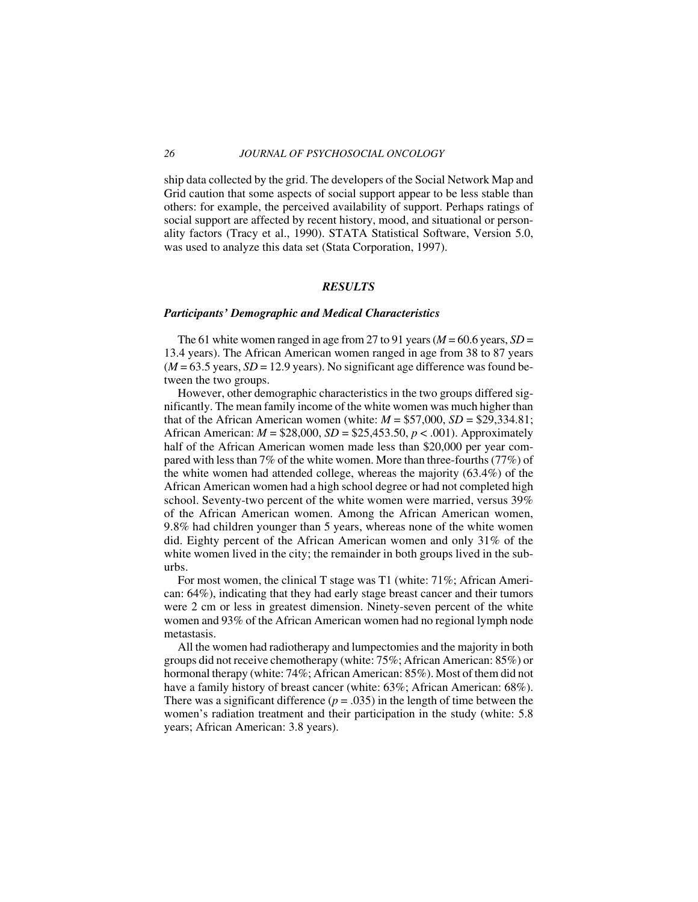ship data collected by the grid. The developers of the Social Network Map and Grid caution that some aspects of social support appear to be less stable than others: for example, the perceived availability of support. Perhaps ratings of social support are affected by recent history, mood, and situational or personality factors (Tracy et al., 1990). STATA Statistical Software, Version 5.0, was used to analyze this data set (Stata Corporation, 1997).

## *RESULTS*

### *Participants' Demographic and Medical Characteristics*

The 61 white women ranged in age from 27 to 91 years ($M$ = 60.6 years, $SD$ = 13.4 years). The African American women ranged in age from 38 to 87 years ($M$ = 63.5 years, $SD$ = 12.9 years). No significant age difference was found between the two groups.

However, other demographic characteristics in the two groups differed significantly. The mean family income of the white women was much higher than that of the African American women (white: $M$ = $57,000, $SD$ = $29,334.81; African American: $M$ = $28,000, $SD$ = $25,453.50, $p < .001$). Approximately half of the African American women made less than $20,000 per year compared with less than 7% of the white women. More than three-fourths (77%) of the white women had attended college, whereas the majority (63.4%) of the African American women had a high school degree or had not completed high school. Seventy-two percent of the white women were married, versus 39% of the African American women. Among the African American women, 9.8% had children younger than 5 years, whereas none of the white women did. Eighty percent of the African American women and only 31% of the white women lived in the city; the remainder in both groups lived in the suburbs.

For most women, the clinical T stage was T1 (white: 71%; African American: 64%), indicating that they had early stage breast cancer and their tumors were 2 cm or less in greatest dimension. Ninety-seven percent of the white women and 93% of the African American women had no regional lymph node metastasis.

All the women had radiotherapy and lumpectomies and the majority in both groups did not receive chemotherapy (white: 75%; African American: 85%) or hormonal therapy (white: 74%; African American: 85%). Most of them did not have a family history of breast cancer (white: 63%; African American: 68%). There was a significant difference ($p = .035$) in the length of time between the women's radiation treatment and their participation in the study (white: 5.8 years; African American: 3.8 years).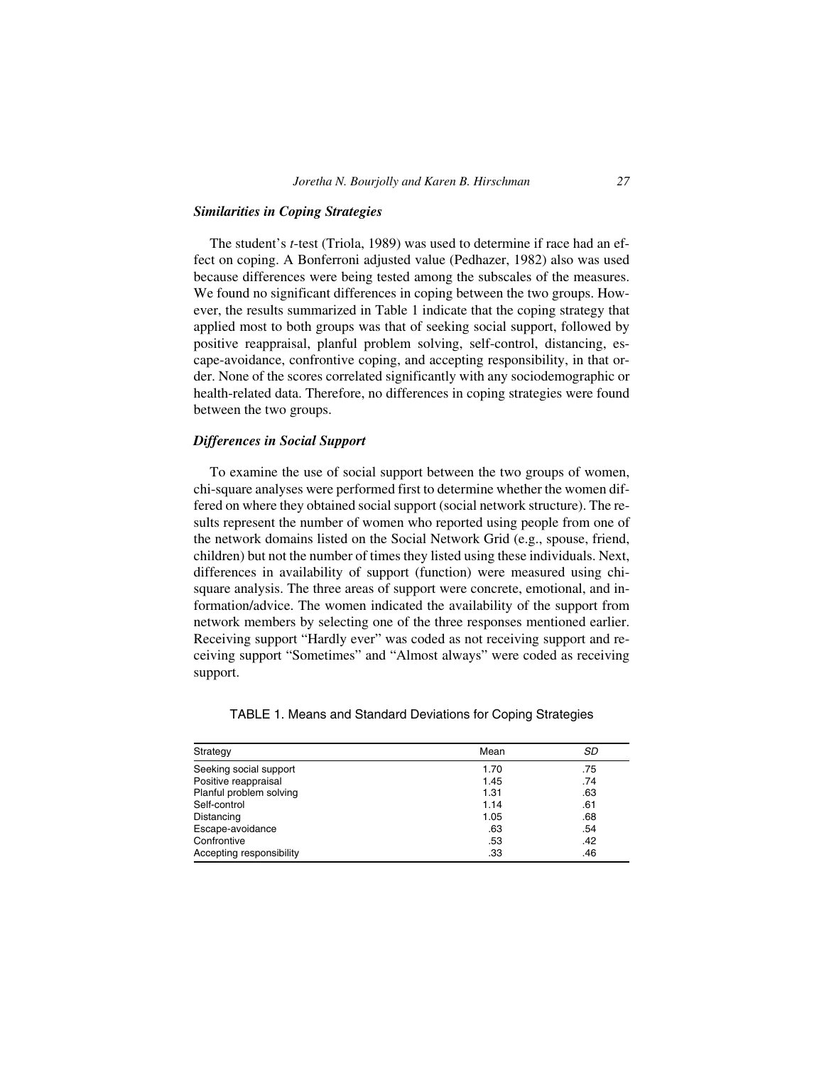### *Similarities in Coping Strategies*

The student's *t*-test (Triola, 1989) was used to determine if race had an effect on coping. A Bonferroni adjusted value (Pedhazer, 1982) also was used because differences were being tested among the subscales of the measures. We found no significant differences in coping between the two groups. However, the results summarized in Table 1 indicate that the coping strategy that applied most to both groups was that of seeking social support, followed by positive reappraisal, planful problem solving, self-control, distancing, escape-avoidance, confrontive coping, and accepting responsibility, in that order. None of the scores correlated significantly with any sociodemographic or health-related data. Therefore, no differences in coping strategies were found between the two groups.

### *Differences in Social Support*

To examine the use of social support between the two groups of women, chi-square analyses were performed first to determine whether the women differed on where they obtained social support (social network structure). The results represent the number of women who reported using people from one of the network domains listed on the Social Network Grid (e.g., spouse, friend, children) but not the number of times they listed using these individuals. Next, differences in availability of support (function) were measured using chi-square analysis. The three areas of support were concrete, emotional, and information/advice. The women indicated the availability of the support from network members by selecting one of the three responses mentioned earlier. Receiving support "Hardly ever" was coded as not receiving support and receiving support "Sometimes" and "Almost always" were coded as receiving support.

TABLE 1. Means and Standard Deviations for Coping Strategies

| Strategy | Mean | *SD* |
|---|---|---|
| Seeking social support | 1.70 | .75 |
| Positive reappraisal | 1.45 | .74 |
| Planful problem solving | 1.31 | .63 |
| Self-control | 1.14 | .61 |
| Distancing | 1.05 | .68 |
| Escape-avoidance | .63 | .54 |
| Confrontive | .53 | .42 |
| Accepting responsibility | .33 | .46 |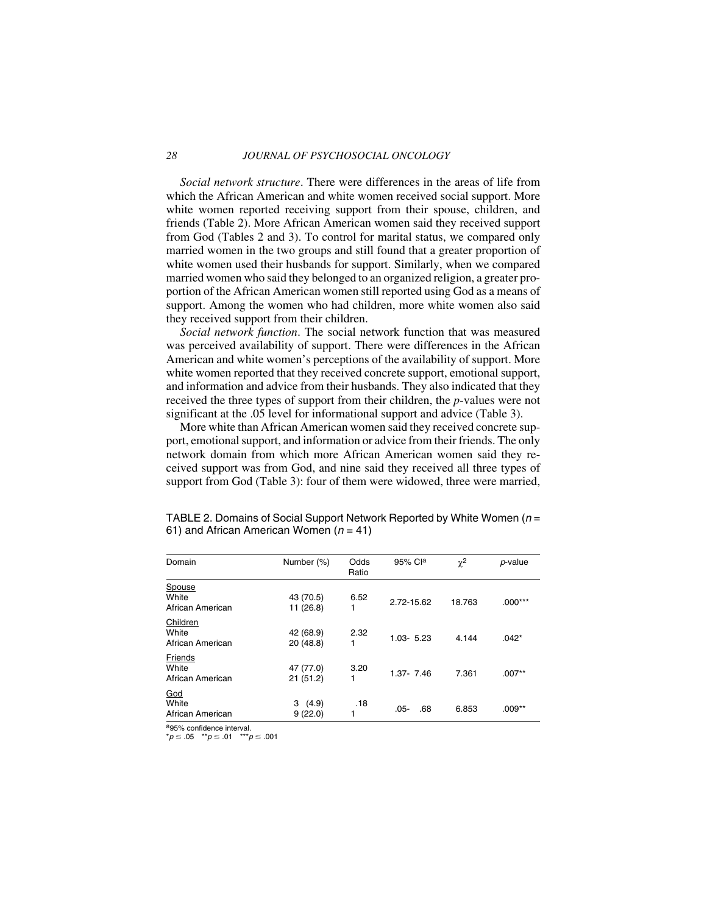*Social network structure*. There were differences in the areas of life from which the African American and white women received social support. More white women reported receiving support from their spouse, children, and friends (Table 2). More African American women said they received support from God (Tables 2 and 3). To control for marital status, we compared only married women in the two groups and still found that a greater proportion of white women used their husbands for support. Similarly, when we compared married women who said they belonged to an organized religion, a greater proportion of the African American women still reported using God as a means of support. Among the women who had children, more white women also said they received support from their children.

*Social network function*. The social network function that was measured was perceived availability of support. There were differences in the African American and white women's perceptions of the availability of support. More white women reported that they received concrete support, emotional support, and information and advice from their husbands. They also indicated that they received the three types of support from their children, the *p*-values were not significant at the .05 level for informational support and advice (Table 3).

More white than African American women said they received concrete support, emotional support, and information or advice from their friends. The only network domain from which more African American women said they received support was from God, and nine said they received all three types of support from God (Table 3): four of them were widowed, three were married,

TABLE 2. Domains of Social Support Network Reported by White Women ($n$ = 61) and African American Women ($n$ = 41)

| Domain | Number (%) | Odds Ratio | 95% CI[a] | $\chi^2$ | *p*-value |
|---|---|---|---|---|---|
| Spouse | | | | | |
| White | 43 (70.5) | 6.52 | 2.72-15.62 | 18.763 | .000*** |
| African American | 11 (26.8) | 1 | | | |
| Children | | | | | |
| White | 42 (68.9) | 2.32 | 1.03- 5.23 | 4.144 | .042* |
| African American | 20 (48.8) | 1 | | | |
| Friends | | | | | |
| White | 47 (77.0) | 3.20 | 1.37- 7.46 | 7.361 | .007** |
| African American | 21 (51.2) | 1 | | | |
| God | | | | | |
| White | 3 (4.9) | .18 | .05- .68 | 6.853 | .009** |
| African American | 9 (22.0) | 1 | | | |

[a]95% confidence interval.
*$p \leq .05$ **$p \leq .01$ ***$p \leq .001$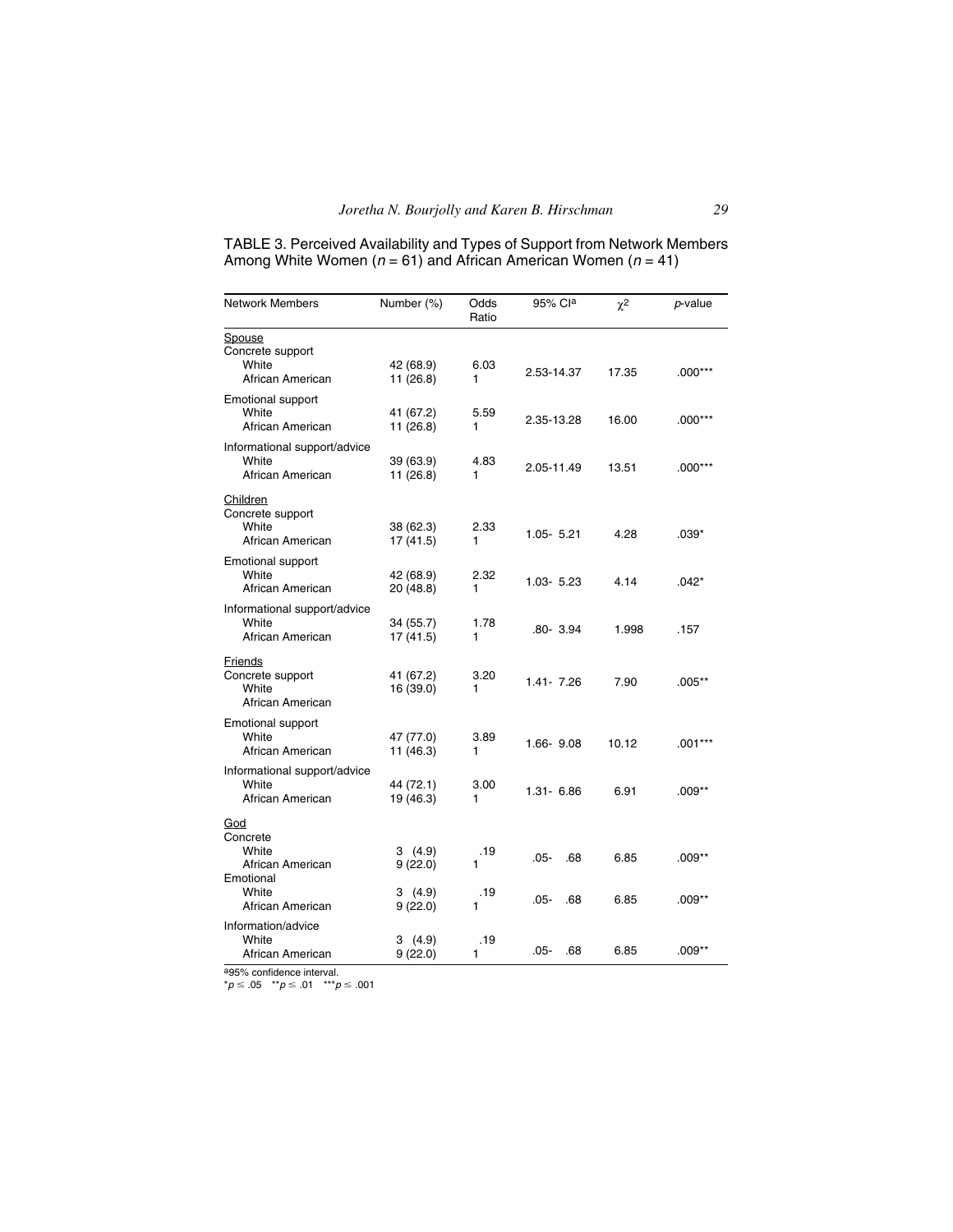TABLE 3. Perceived Availability and Types of Support from Network Members Among White Women ($n = 61$) and African American Women ($n = 41$)

| Network Members | Number (%) | Odds Ratio | 95% CI[a] | $\chi^2$ | *p*-value |
|---|---|---|---|---|---|
| Spouse | | | | | |
| Concrete support | | | | | |
| White | 42 (68.9) | 6.03 | 2.53-14.37 | 17.35 | .000*** |
| African American | 11 (26.8) | 1 | | | |
| Emotional support | | | | | |
| White | 41 (67.2) | 5.59 | 2.35-13.28 | 16.00 | .000*** |
| African American | 11 (26.8) | 1 | | | |
| Informational support/advice | | | | | |
| White | 39 (63.9) | 4.83 | 2.05-11.49 | 13.51 | .000*** |
| African American | 11 (26.8) | 1 | | | |
| Children | | | | | |
| Concrete support | | | | | |
| White | 38 (62.3) | 2.33 | 1.05- 5.21 | 4.28 | .039* |
| African American | 17 (41.5) | 1 | | | |
| Emotional support | | | | | |
| White | 42 (68.9) | 2.32 | 1.03- 5.23 | 4.14 | .042* |
| African American | 20 (48.8) | 1 | | | |
| Informational support/advice | | | | | |
| White | 34 (55.7) | 1.78 | .80- 3.94 | 1.998 | .157 |
| African American | 17 (41.5) | 1 | | | |
| Friends | | | | | |
| Concrete support | 41 (67.2) | 3.20 | 1.41- 7.26 | 7.90 | .005** |
| White | 16 (39.0) | 1 | | | |
| African American | | | | | |
| Emotional support | | | | | |
| White | 47 (77.0) | 3.89 | 1.66- 9.08 | 10.12 | .001*** |
| African American | 11 (46.3) | 1 | | | |
| Informational support/advice | | | | | |
| White | 44 (72.1) | 3.00 | 1.31- 6.86 | 6.91 | .009** |
| African American | 19 (46.3) | 1 | | | |
| God | | | | | |
| Concrete | | | | | |
| White | 3 (4.9) | .19 | .05- .68 | 6.85 | .009** |
| African American | 9 (22.0) | 1 | | | |
| Emotional | | | | | |
| White | 3 (4.9) | .19 | .05- .68 | 6.85 | .009** |
| African American | 9 (22.0) | 1 | | | |
| Information/advice | | | | | |
| White | 3 (4.9) | .19 | .05- .68 | 6.85 | .009** |
| African American | 9 (22.0) | 1 | | | |

[a]95% confidence interval.
*$p \leq .05$ **$p \leq .01$ ***$p \leq .001$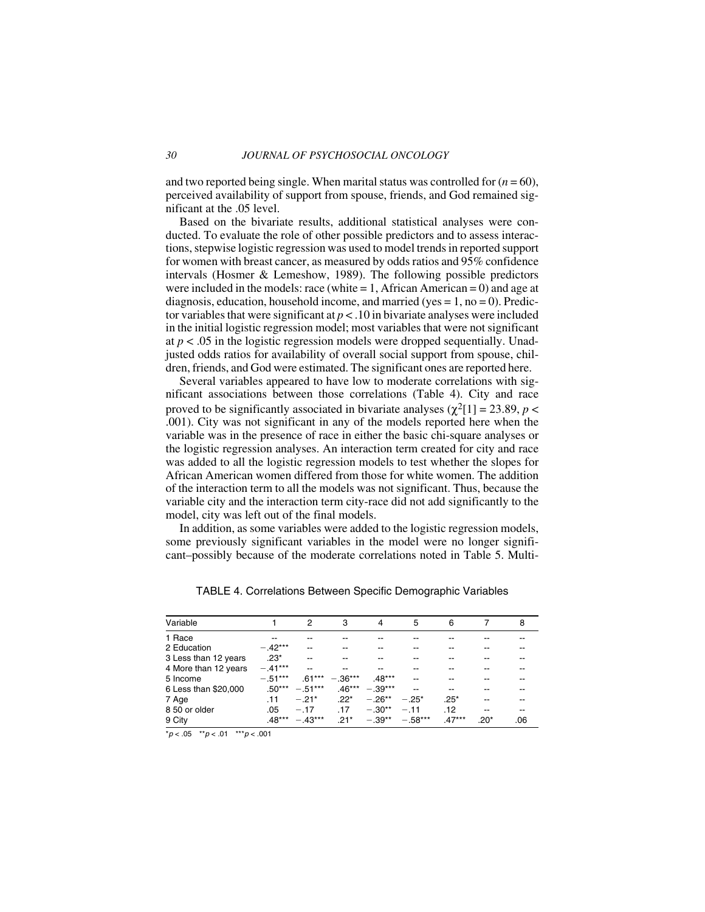and two reported being single. When marital status was controlled for ($n = 60$), perceived availability of support from spouse, friends, and God remained significant at the .05 level.

Based on the bivariate results, additional statistical analyses were conducted. To evaluate the role of other possible predictors and to assess interactions, stepwise logistic regression was used to model trends in reported support for women with breast cancer, as measured by odds ratios and 95% confidence intervals (Hosmer & Lemeshow, 1989). The following possible predictors were included in the models: race (white = 1, African American = 0) and age at diagnosis, education, household income, and married (yes = 1, no = 0). Predictor variables that were significant at $p < .10$ in bivariate analyses were included in the initial logistic regression model; most variables that were not significant at $p < .05$ in the logistic regression models were dropped sequentially. Unadjusted odds ratios for availability of overall social support from spouse, children, friends, and God were estimated. The significant ones are reported here.

Several variables appeared to have low to moderate correlations with significant associations between those correlations (Table 4). City and race proved to be significantly associated in bivariate analyses ($\chi^2[1] = 23.89$, $p < .001$). City was not significant in any of the models reported here when the variable was in the presence of race in either the basic chi-square analyses or the logistic regression analyses. An interaction term created for city and race was added to all the logistic regression models to test whether the slopes for African American women differed from those for white women. The addition of the interaction term to all the models was not significant. Thus, because the variable city and the interaction term city-race did not add significantly to the model, city was left out of the final models.

In addition, as some variables were added to the logistic regression models, some previously significant variables in the model were no longer significant–possibly because of the moderate correlations noted in Table 5. Multi-

TABLE 4. Correlations Between Specific Demographic Variables

| Variable | 1 | 2 | 3 | 4 | 5 | 6 | 7 | 8 |
|---|---|---|---|---|---|---|---|---|
| 1 Race | -- | -- | -- | -- | -- | -- | -- | -- |
| 2 Education | −.42*** | -- | -- | -- | -- | -- | -- | -- |
| 3 Less than 12 years | .23* | -- | -- | -- | -- | -- | -- | -- |
| 4 More than 12 years | −.41*** | -- | -- | -- | -- | -- | -- | -- |
| 5 Income | −.51*** | .61*** | −.36*** | .48*** | -- | -- | -- | -- |
| 6 Less than $20,000 | .50*** | −.51*** | .46*** | −.39*** | -- | -- | -- | -- |
| 7 Age | .11 | −.21* | .22* | −.26** | −.25* | .25* | -- | -- |
| 8 50 or older | .05 | −.17 | .17 | −.30** | −.11 | .12 | -- | -- |
| 9 City | .48*** | −.43*** | .21* | −.39** | −.58*** | .47*** | .20* | .06 |

*$p < .05$ **$p < .01$ ***$p < .001$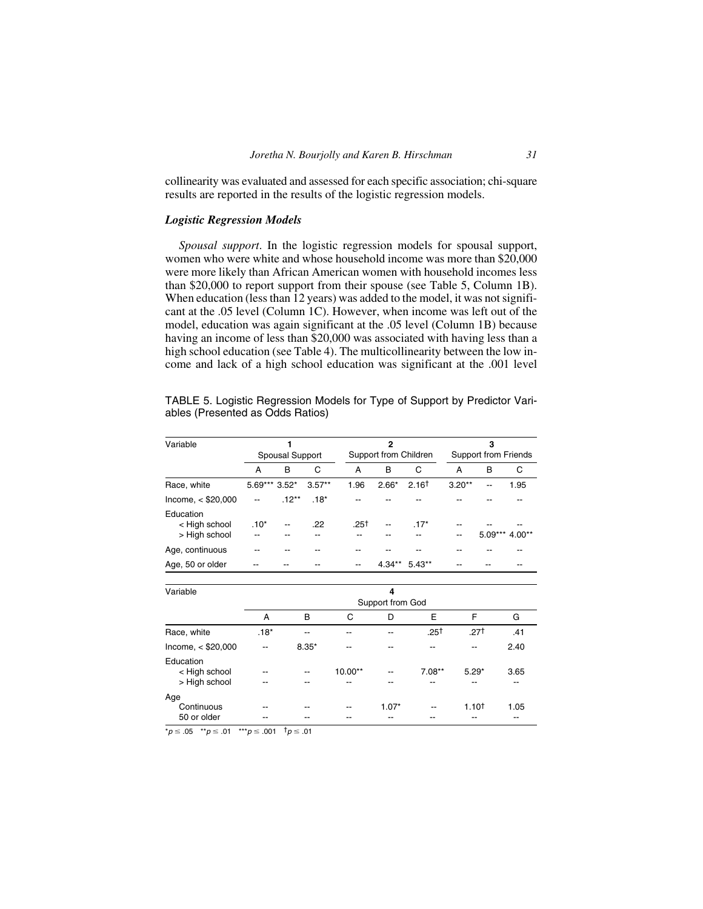collinearity was evaluated and assessed for each specific association; chi-square results are reported in the results of the logistic regression models.

### *Logistic Regression Models*

*Spousal support*. In the logistic regression models for spousal support, women who were white and whose household income was more than \$20,000 were more likely than African American women with household incomes less than \$20,000 to report support from their spouse (see Table 5, Column 1B). When education (less than 12 years) was added to the model, it was not significant at the .05 level (Column 1C). However, when income was left out of the model, education was again significant at the .05 level (Column 1B) because having an income of less than \$20,000 was associated with having less than a high school education (see Table 4). The multicollinearity between the low income and lack of a high school education was significant at the .001 level

TABLE 5. Logistic Regression Models for Type of Support by Predictor Variables (Presented as Odds Ratios)

| Variable | 1 Spousal Support | | | 2 Support from Children | | | 3 Support from Friends | | |
|---|---|---|---|---|---|---|---|---|---|
| | A | B | C | A | B | C | A | B | C |
| Race, white | 5.69*** | 3.52* | 3.57** | 1.96 | 2.66* | 2.16† | 3.20** | -- | 1.95 |
| Income, < \$20,000 | -- | .12** | .18* | -- | -- | -- | -- | -- | -- |
| Education | | | | | | | | | |
| < High school | .10* | -- | .22 | .25† | -- | .17* | -- | -- | -- |
| > High school | -- | -- | -- | -- | -- | -- | -- | 5.09*** | 4.00** |
| Age, continuous | -- | -- | -- | -- | -- | -- | -- | -- | -- |
| Age, 50 or older | -- | -- | -- | -- | 4.34** | 5.43** | -- | -- | -- |

| Variable | 4 Support from God | | | | | | |
|---|---|---|---|---|---|---|---|
| | A | B | C | D | E | F | G |
| Race, white | .18* | -- | -- | -- | .25† | .27† | .41 |
| Income, < \$20,000 | -- | 8.35* | -- | -- | -- | -- | 2.40 |
| Education | | | | | | | |
| < High school | -- | -- | 10.00** | -- | 7.08** | 5.29* | 3.65 |
| > High school | -- | -- | -- | -- | -- | -- | -- |
| Age | | | | | | | |
| Continuous | -- | -- | -- | 1.07* | -- | 1.10† | 1.05 |
| 50 or older | -- | -- | -- | -- | -- | -- | -- |

$^{*}p \leq .05$ $^{**}p \leq .01$ $^{***}p \leq .001$ $^{\dagger}p \leq .01$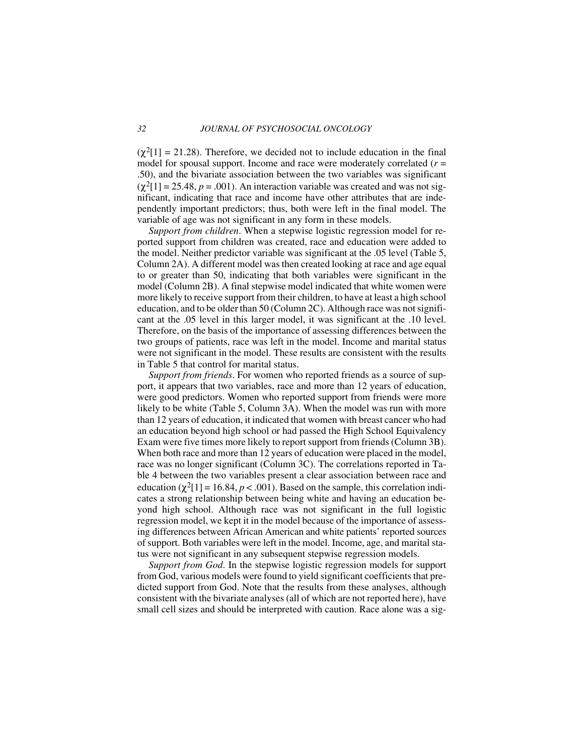($\chi^2[1] = 21.28$). Therefore, we decided not to include education in the final model for spousal support. Income and race were moderately correlated ($r = .50$), and the bivariate association between the two variables was significant ($\chi^2[1] = 25.48$, $p = .001$). An interaction variable was created and was not significant, indicating that race and income have other attributes that are independently important predictors; thus, both were left in the final model. The variable of age was not significant in any form in these models.

*Support from children*. When a stepwise logistic regression model for reported support from children was created, race and education were added to the model. Neither predictor variable was significant at the .05 level (Table 5, Column 2A). A different model was then created looking at race and age equal to or greater than 50, indicating that both variables were significant in the model (Column 2B). A final stepwise model indicated that white women were more likely to receive support from their children, to have at least a high school education, and to be older than 50 (Column 2C). Although race was not significant at the .05 level in this larger model, it was significant at the .10 level. Therefore, on the basis of the importance of assessing differences between the two groups of patients, race was left in the model. Income and marital status were not significant in the model. These results are consistent with the results in Table 5 that control for marital status.

*Support from friends*. For women who reported friends as a source of support, it appears that two variables, race and more than 12 years of education, were good predictors. Women who reported support from friends were more likely to be white (Table 5, Column 3A). When the model was run with more than 12 years of education, it indicated that women with breast cancer who had an education beyond high school or had passed the High School Equivalency Exam were five times more likely to report support from friends (Column 3B). When both race and more than 12 years of education were placed in the model, race was no longer significant (Column 3C). The correlations reported in Table 4 between the two variables present a clear association between race and education ($\chi^2[1] = 16.84$, $p < .001$). Based on the sample, this correlation indicates a strong relationship between being white and having an education beyond high school. Although race was not significant in the full logistic regression model, we kept it in the model because of the importance of assessing differences between African American and white patients' reported sources of support. Both variables were left in the model. Income, age, and marital status were not significant in any subsequent stepwise regression models.

*Support from God*. In the stepwise logistic regression models for support from God, various models were found to yield significant coefficients that predicted support from God. Note that the results from these analyses, although consistent with the bivariate analyses (all of which are not reported here), have small cell sizes and should be interpreted with caution. Race alone was a sig-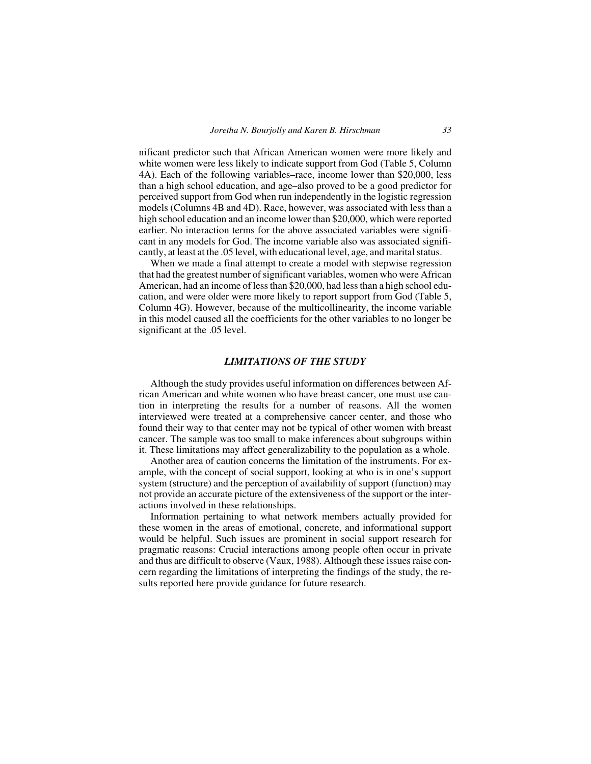nificant predictor such that African American women were more likely and white women were less likely to indicate support from God (Table 5, Column 4A). Each of the following variables–race, income lower than $20,000, less than a high school education, and age–also proved to be a good predictor for perceived support from God when run independently in the logistic regression models (Columns 4B and 4D). Race, however, was associated with less than a high school education and an income lower than $20,000, which were reported earlier. No interaction terms for the above associated variables were significant in any models for God. The income variable also was associated significantly, at least at the .05 level, with educational level, age, and marital status.

When we made a final attempt to create a model with stepwise regression that had the greatest number of significant variables, women who were African American, had an income of less than $20,000, had less than a high school education, and were older were more likely to report support from God (Table 5, Column 4G). However, because of the multicollinearity, the income variable in this model caused all the coefficients for the other variables to no longer be significant at the .05 level.

## *LIMITATIONS OF THE STUDY*

Although the study provides useful information on differences between African American and white women who have breast cancer, one must use caution in interpreting the results for a number of reasons. All the women interviewed were treated at a comprehensive cancer center, and those who found their way to that center may not be typical of other women with breast cancer. The sample was too small to make inferences about subgroups within it. These limitations may affect generalizability to the population as a whole.

Another area of caution concerns the limitation of the instruments. For example, with the concept of social support, looking at who is in one's support system (structure) and the perception of availability of support (function) may not provide an accurate picture of the extensiveness of the support or the interactions involved in these relationships.

Information pertaining to what network members actually provided for these women in the areas of emotional, concrete, and informational support would be helpful. Such issues are prominent in social support research for pragmatic reasons: Crucial interactions among people often occur in private and thus are difficult to observe (Vaux, 1988). Although these issues raise concern regarding the limitations of interpreting the findings of the study, the results reported here provide guidance for future research.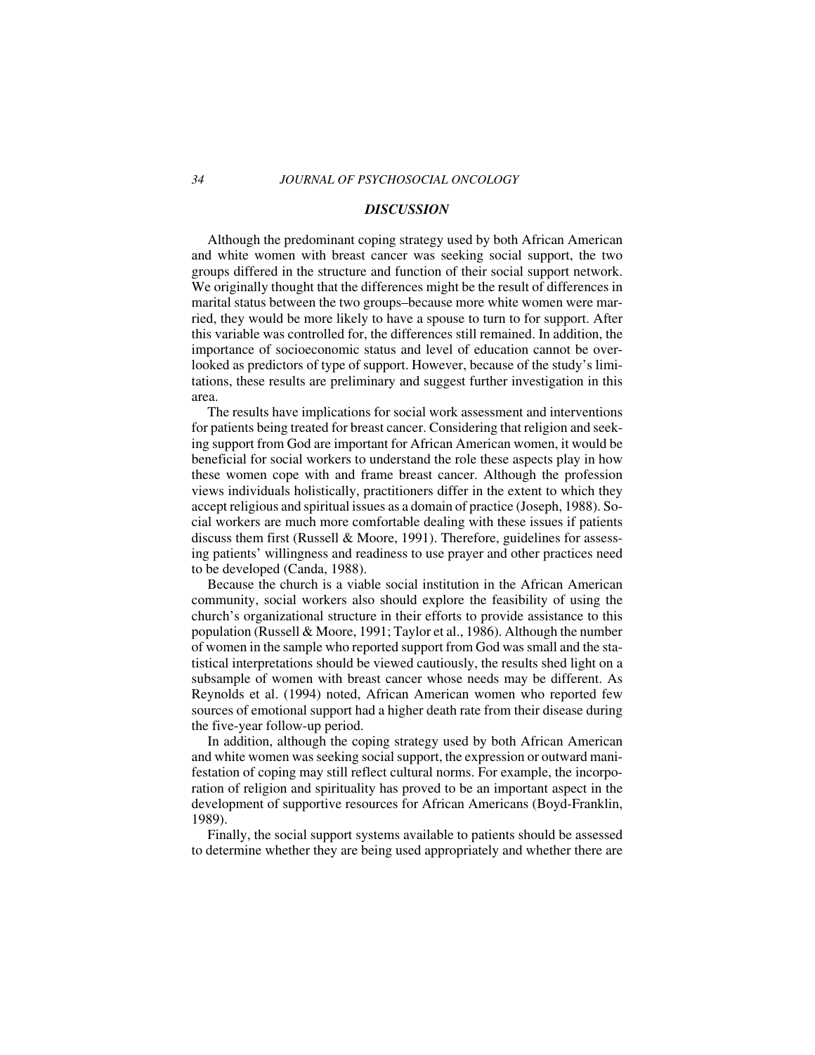## DISCUSSION

Although the predominant coping strategy used by both African American and white women with breast cancer was seeking social support, the two groups differed in the structure and function of their social support network. We originally thought that the differences might be the result of differences in marital status between the two groups–because more white women were married, they would be more likely to have a spouse to turn to for support. After this variable was controlled for, the differences still remained. In addition, the importance of socioeconomic status and level of education cannot be overlooked as predictors of type of support. However, because of the study's limitations, these results are preliminary and suggest further investigation in this area.

The results have implications for social work assessment and interventions for patients being treated for breast cancer. Considering that religion and seeking support from God are important for African American women, it would be beneficial for social workers to understand the role these aspects play in how these women cope with and frame breast cancer. Although the profession views individuals holistically, practitioners differ in the extent to which they accept religious and spiritual issues as a domain of practice (Joseph, 1988). Social workers are much more comfortable dealing with these issues if patients discuss them first (Russell & Moore, 1991). Therefore, guidelines for assessing patients' willingness and readiness to use prayer and other practices need to be developed (Canda, 1988).

Because the church is a viable social institution in the African American community, social workers also should explore the feasibility of using the church's organizational structure in their efforts to provide assistance to this population (Russell & Moore, 1991; Taylor et al., 1986). Although the number of women in the sample who reported support from God was small and the statistical interpretations should be viewed cautiously, the results shed light on a subsample of women with breast cancer whose needs may be different. As Reynolds et al. (1994) noted, African American women who reported few sources of emotional support had a higher death rate from their disease during the five-year follow-up period.

In addition, although the coping strategy used by both African American and white women was seeking social support, the expression or outward manifestation of coping may still reflect cultural norms. For example, the incorporation of religion and spirituality has proved to be an important aspect in the development of supportive resources for African Americans (Boyd-Franklin, 1989).

Finally, the social support systems available to patients should be assessed to determine whether they are being used appropriately and whether there are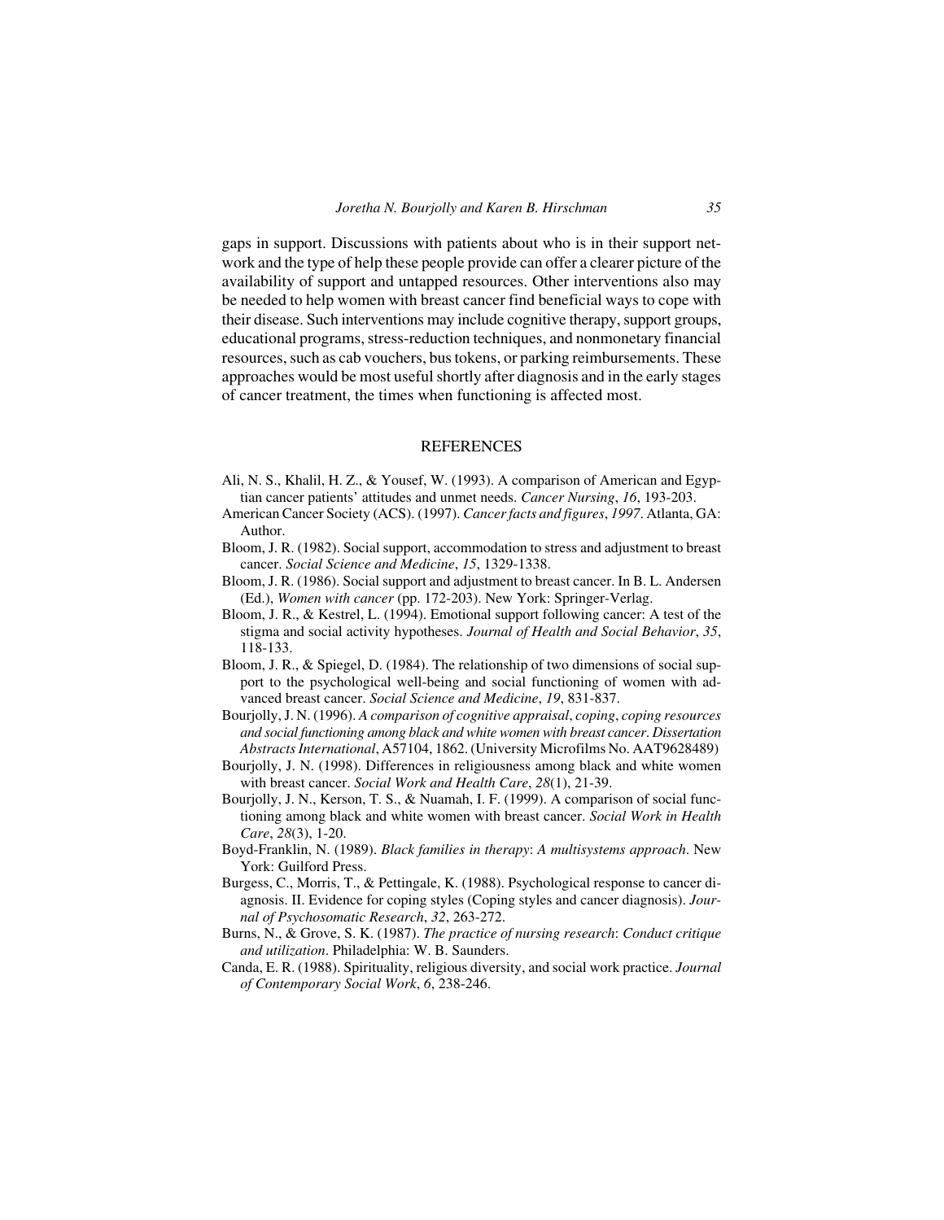gaps in support. Discussions with patients about who is in their support network and the type of help these people provide can offer a clearer picture of the availability of support and untapped resources. Other interventions also may be needed to help women with breast cancer find beneficial ways to cope with their disease. Such interventions may include cognitive therapy, support groups, educational programs, stress-reduction techniques, and nonmonetary financial resources, such as cab vouchers, bus tokens, or parking reimbursements. These approaches would be most useful shortly after diagnosis and in the early stages of cancer treatment, the times when functioning is affected most.

## REFERENCES

Ali, N. S., Khalil, H. Z., & Yousef, W. (1993). A comparison of American and Egyptian cancer patients' attitudes and unmet needs. *Cancer Nursing*, *16*, 193-203.

American Cancer Society (ACS). (1997). *Cancer facts and figures*, *1997*. Atlanta, GA: Author.

Bloom, J. R. (1982). Social support, accommodation to stress and adjustment to breast cancer. *Social Science and Medicine*, *15*, 1329-1338.

Bloom, J. R. (1986). Social support and adjustment to breast cancer. In B. L. Andersen (Ed.), *Women with cancer* (pp. 172-203). New York: Springer-Verlag.

Bloom, J. R., & Kestrel, L. (1994). Emotional support following cancer: A test of the stigma and social activity hypotheses. *Journal of Health and Social Behavior*, *35*, 118-133.

Bloom, J. R., & Spiegel, D. (1984). The relationship of two dimensions of social support to the psychological well-being and social functioning of women with advanced breast cancer. *Social Science and Medicine*, *19*, 831-837.

Bourjolly, J. N. (1996). *A comparison of cognitive appraisal*, *coping*, *coping resources and social functioning among black and white women with breast cancer*. *Dissertation Abstracts International*, A57104, 1862. (University Microfilms No. AAT9628489)

Bourjolly, J. N. (1998). Differences in religiousness among black and white women with breast cancer. *Social Work and Health Care*, *28*(1), 21-39.

Bourjolly, J. N., Kerson, T. S., & Nuamah, I. F. (1999). A comparison of social functioning among black and white women with breast cancer. *Social Work in Health Care*, *28*(3), 1-20.

Boyd-Franklin, N. (1989). *Black families in therapy*: *A multisystems approach*. New York: Guilford Press.

Burgess, C., Morris, T., & Pettingale, K. (1988). Psychological response to cancer diagnosis. II. Evidence for coping styles (Coping styles and cancer diagnosis). *Journal of Psychosomatic Research*, *32*, 263-272.

Burns, N., & Grove, S. K. (1987). *The practice of nursing research*: *Conduct critique and utilization*. Philadelphia: W. B. Saunders.

Canda, E. R. (1988). Spirituality, religious diversity, and social work practice. *Journal of Contemporary Social Work*, *6*, 238-246.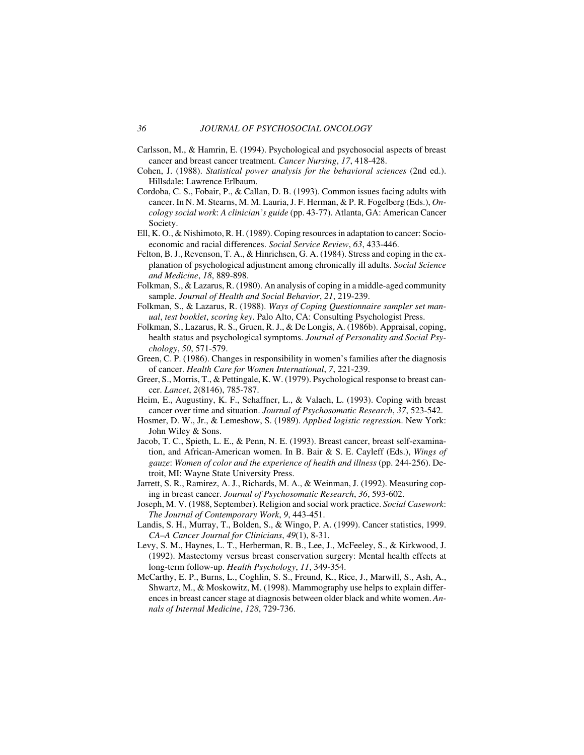Carlsson, M., & Hamrin, E. (1994). Psychological and psychosocial aspects of breast cancer and breast cancer treatment. *Cancer Nursing*, *17*, 418-428.

Cohen, J. (1988). *Statistical power analysis for the behavioral sciences* (2nd ed.). Hillsdale: Lawrence Erlbaum.

Cordoba, C. S., Fobair, P., & Callan, D. B. (1993). Common issues facing adults with cancer. In N. M. Stearns, M. M. Lauria, J. F. Herman, & P. R. Fogelberg (Eds.), *Oncology social work*: *A clinician's guide* (pp. 43-77). Atlanta, GA: American Cancer Society.

Ell, K. O., & Nishimoto, R. H. (1989). Coping resources in adaptation to cancer: Socioeconomic and racial differences. *Social Service Review*, *63*, 433-446.

Felton, B. J., Revenson, T. A., & Hinrichsen, G. A. (1984). Stress and coping in the explanation of psychological adjustment among chronically ill adults. *Social Science and Medicine*, *18*, 889-898.

Folkman, S., & Lazarus, R. (1980). An analysis of coping in a middle-aged community sample. *Journal of Health and Social Behavior*, *21*, 219-239.

Folkman, S., & Lazarus, R. (1988). *Ways of Coping Questionnaire sampler set manual*, *test booklet*, *scoring key*. Palo Alto, CA: Consulting Psychologist Press.

Folkman, S., Lazarus, R. S., Gruen, R. J., & De Longis, A. (1986b). Appraisal, coping, health status and psychological symptoms. *Journal of Personality and Social Psychology*, *50*, 571-579.

Green, C. P. (1986). Changes in responsibility in women's families after the diagnosis of cancer. *Health Care for Women International*, *7*, 221-239.

Greer, S., Morris, T., & Pettingale, K. W. (1979). Psychological response to breast cancer. *Lancet*, *2*(8146), 785-787.

Heim, E., Augustiny, K. F., Schaffner, L., & Valach, L. (1993). Coping with breast cancer over time and situation. *Journal of Psychosomatic Research*, *37*, 523-542.

Hosmer, D. W., Jr., & Lemeshow, S. (1989). *Applied logistic regression*. New York: John Wiley & Sons.

Jacob, T. C., Spieth, L. E., & Penn, N. E. (1993). Breast cancer, breast self-examination, and African-American women. In B. Bair & S. E. Cayleff (Eds.), *Wings of gauze*: *Women of color and the experience of health and illness* (pp. 244-256). Detroit, MI: Wayne State University Press.

Jarrett, S. R., Ramirez, A. J., Richards, M. A., & Weinman, J. (1992). Measuring coping in breast cancer. *Journal of Psychosomatic Research*, *36*, 593-602.

Joseph, M. V. (1988, September). Religion and social work practice. *Social Casework*: *The Journal of Contemporary Work*, *9*, 443-451.

Landis, S. H., Murray, T., Bolden, S., & Wingo, P. A. (1999). Cancer statistics, 1999. *CA–A Cancer Journal for Clinicians*, *49*(1), 8-31.

Levy, S. M., Haynes, L. T., Herberman, R. B., Lee, J., McFeeley, S., & Kirkwood, J. (1992). Mastectomy versus breast conservation surgery: Mental health effects at long-term follow-up. *Health Psychology*, *11*, 349-354.

McCarthy, E. P., Burns, L., Coghlin, S. S., Freund, K., Rice, J., Marwill, S., Ash, A., Shwartz, M., & Moskowitz, M. (1998). Mammography use helps to explain differences in breast cancer stage at diagnosis between older black and white women. *Annals of Internal Medicine*, *128*, 729-736.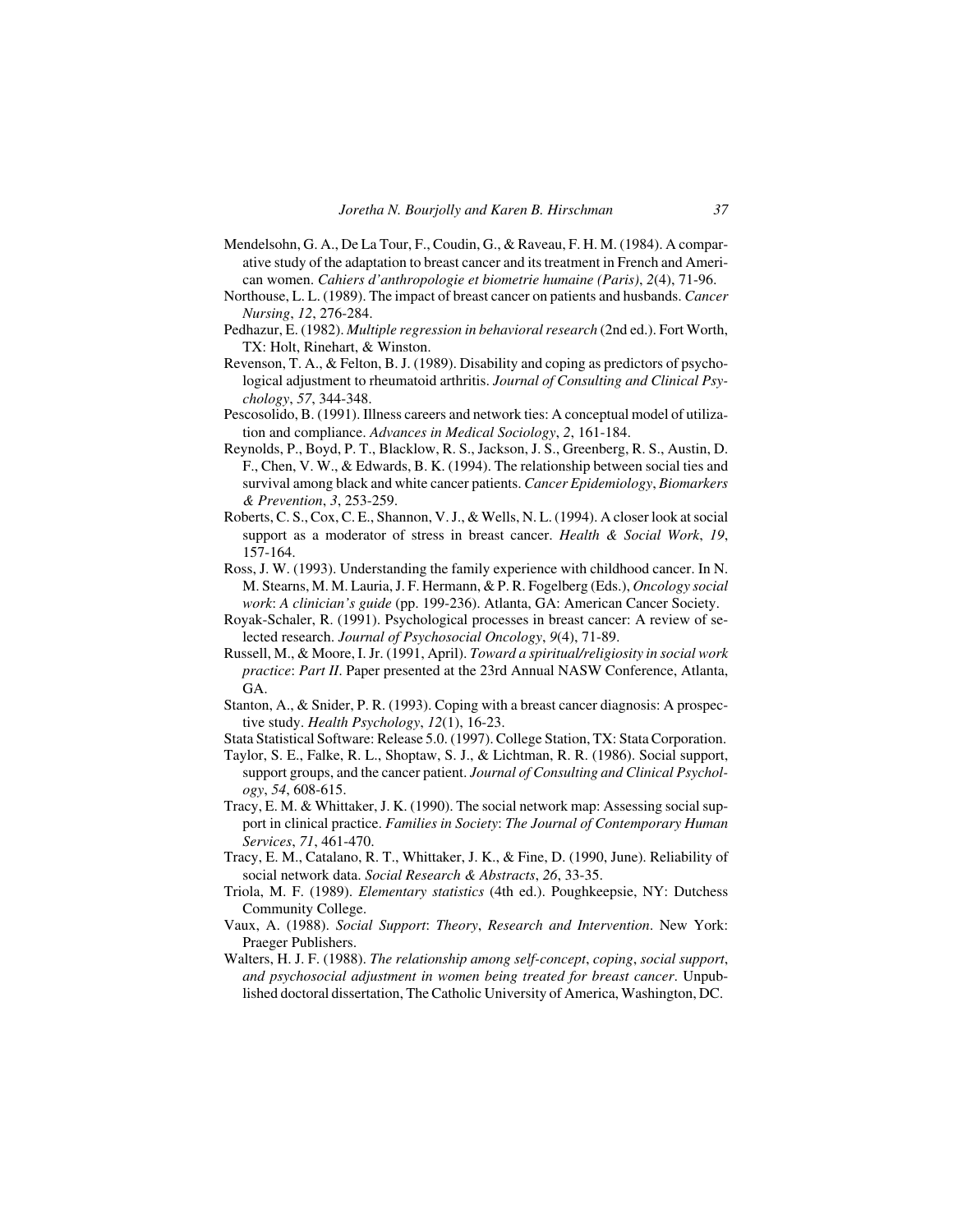Mendelsohn, G. A., De La Tour, F., Coudin, G., & Raveau, F. H. M. (1984). A comparative study of the adaptation to breast cancer and its treatment in French and American women. *Cahiers d'anthropologie et biometrie humaine (Paris)*, *2*(4), 71-96.

Northouse, L. L. (1989). The impact of breast cancer on patients and husbands. *Cancer Nursing*, *12*, 276-284.

Pedhazur, E. (1982). *Multiple regression in behavioral research* (2nd ed.). Fort Worth, TX: Holt, Rinehart, & Winston.

Revenson, T. A., & Felton, B. J. (1989). Disability and coping as predictors of psychological adjustment to rheumatoid arthritis. *Journal of Consulting and Clinical Psychology*, *57*, 344-348.

Pescosolido, B. (1991). Illness careers and network ties: A conceptual model of utilization and compliance. *Advances in Medical Sociology*, *2*, 161-184.

Reynolds, P., Boyd, P. T., Blacklow, R. S., Jackson, J. S., Greenberg, R. S., Austin, D. F., Chen, V. W., & Edwards, B. K. (1994). The relationship between social ties and survival among black and white cancer patients. *Cancer Epidemiology*, *Biomarkers & Prevention*, *3*, 253-259.

Roberts, C. S., Cox, C. E., Shannon, V. J., & Wells, N. L. (1994). A closer look at social support as a moderator of stress in breast cancer. *Health & Social Work*, *19*, 157-164.

Ross, J. W. (1993). Understanding the family experience with childhood cancer. In N. M. Stearns, M. M. Lauria, J. F. Hermann, & P. R. Fogelberg (Eds.), *Oncology social work*: *A clinician's guide* (pp. 199-236). Atlanta, GA: American Cancer Society.

Royak-Schaler, R. (1991). Psychological processes in breast cancer: A review of selected research. *Journal of Psychosocial Oncology*, *9*(4), 71-89.

Russell, M., & Moore, I. Jr. (1991, April). *Toward a spiritual/religiosity in social work practice*: *Part II*. Paper presented at the 23rd Annual NASW Conference, Atlanta, GA.

Stanton, A., & Snider, P. R. (1993). Coping with a breast cancer diagnosis: A prospective study. *Health Psychology*, *12*(1), 16-23.

Stata Statistical Software: Release 5.0. (1997). College Station, TX: Stata Corporation.

Taylor, S. E., Falke, R. L., Shoptaw, S. J., & Lichtman, R. R. (1986). Social support, support groups, and the cancer patient. *Journal of Consulting and Clinical Psychology*, *54*, 608-615.

Tracy, E. M. & Whittaker, J. K. (1990). The social network map: Assessing social support in clinical practice. *Families in Society*: *The Journal of Contemporary Human Services*, *71*, 461-470.

Tracy, E. M., Catalano, R. T., Whittaker, J. K., & Fine, D. (1990, June). Reliability of social network data. *Social Research & Abstracts*, *26*, 33-35.

Triola, M. F. (1989). *Elementary statistics* (4th ed.). Poughkeepsie, NY: Dutchess Community College.

Vaux, A. (1988). *Social Support*: *Theory*, *Research and Intervention*. New York: Praeger Publishers.

Walters, H. J. F. (1988). *The relationship among self-concept*, *coping*, *social support*, *and psychosocial adjustment in women being treated for breast cancer*. Unpublished doctoral dissertation, The Catholic University of America, Washington, DC.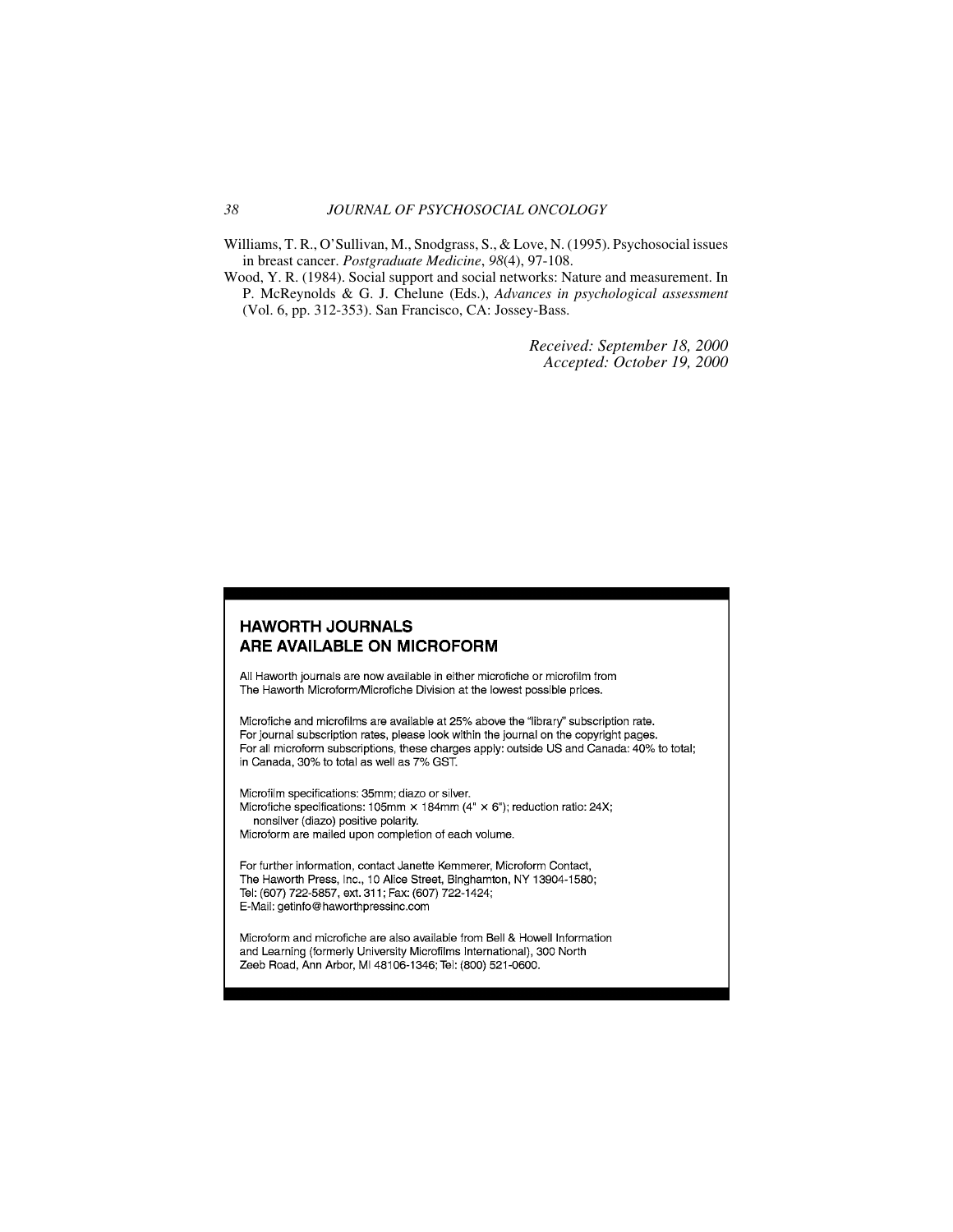Williams, T. R., O'Sullivan, M., Snodgrass, S., & Love, N. (1995). Psychosocial issues in breast cancer. *Postgraduate Medicine*, *98*(4), 97-108.

Wood, Y. R. (1984). Social support and social networks: Nature and measurement. In P. McReynolds & G. J. Chelune (Eds.), *Advances in psychological assessment* (Vol. 6, pp. 312-353). San Francisco, CA: Jossey-Bass.

*Received: September 18, 2000*
*Accepted: October 19, 2000*

## HAWORTH JOURNALS ARE AVAILABLE ON MICROFORM

All Haworth journals are now available in either microfiche or microfilm from The Haworth Microform/Microfiche Division at the lowest possible prices.

Microfiche and microfilms are available at 25% above the "library" subscription rate. For journal subscription rates, please look within the journal on the copyright pages. For all microform subscriptions, these charges apply: outside US and Canada: 40% to total; in Canada, 30% to total as well as 7% GST.

Microfilm specifications: 35mm; diazo or silver.
Microfiche specifications: 105mm × 184mm (4" × 6"); reduction ratio: 24X; nonsilver (diazo) positive polarity.
Microform are mailed upon completion of each volume.

For further information, contact Janette Kemmerer, Microform Contact, The Haworth Press, Inc., 10 Alice Street, Binghamton, NY 13904-1580; Tel: (607) 722-5857, ext. 311; Fax: (607) 722-1424; E-Mail: getinfo@haworthpressinc.com

Microform and microfiche are also available from Bell & Howell Information and Learning (formerly University Microfilms International), 300 North Zeeb Road, Ann Arbor, MI 48106-1346; Tel: (800) 521-0600.